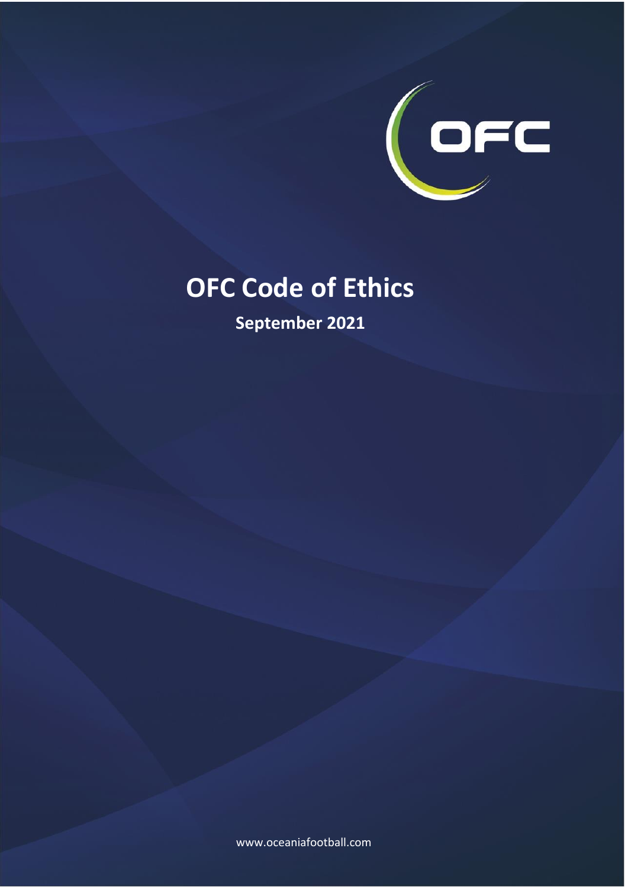OFC

# OFC Code of Ethics

**September 2021**

www.oceaniafootball.com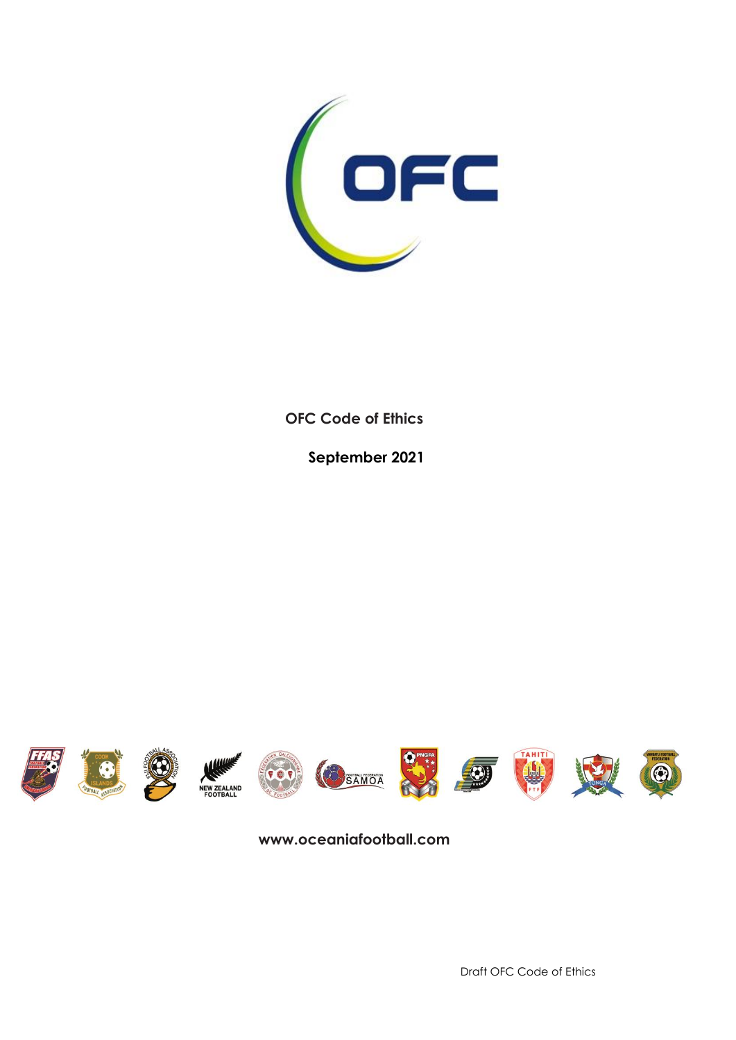**OFC Code of Ethics**

**September 2021**

**www.oceaniafootball.com**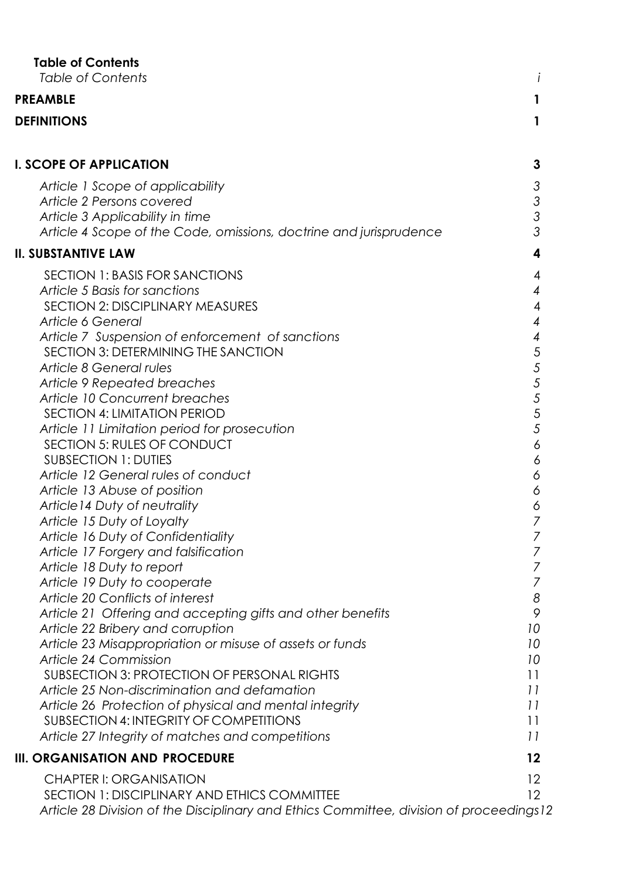**Table of Contents**

*Table of Contents* *i*

**PREAMBLE** **1**

**DEFINITIONS** **1**

**I. SCOPE OF APPLICATION** **3**

*Article 1 Scope of applicability* *3*
*Article 2 Persons covered* *3*
*Article 3 Applicability in time* *3*
*Article 4 Scope of the Code, omissions, doctrine and jurisprudence* *3*

**II. SUBSTANTIVE LAW** **4**

SECTION 1: BASIS FOR SANCTIONS 4
*Article 5 Basis for sanctions* *4*
SECTION 2: DISCIPLINARY MEASURES 4
*Article 6 General* *4*
*Article 7 Suspension of enforcement of sanctions* *4*
SECTION 3: DETERMINING THE SANCTION 5
*Article 8 General rules* *5*
*Article 9 Repeated breaches* *5*
*Article 10 Concurrent breaches* *5*
SECTION 4: LIMITATION PERIOD 5
*Article 11 Limitation period for prosecution* *5*
SECTION 5: RULES OF CONDUCT 6
SUBSECTION 1: DUTIES 6
*Article 12 General rules of conduct* *6*
*Article 13 Abuse of position* *6*
*Article14 Duty of neutrality* *6*
*Article 15 Duty of Loyalty* *7*
*Article 16 Duty of Confidentiality* *7*
*Article 17 Forgery and falsification* *7*
*Article 18 Duty to report* *7*
*Article 19 Duty to cooperate* *7*
*Article 20 Conflicts of interest* *8*
*Article 21 Offering and accepting gifts and other benefits* *9*
*Article 22 Bribery and corruption* *10*
*Article 23 Misappropriation or misuse of assets or funds* *10*
*Article 24 Commission* *10*
SUBSECTION 3: PROTECTION OF PERSONAL RIGHTS 11
*Article 25 Non-discrimination and defamation* *11*
*Article 26 Protection of physical and mental integrity* *11*
SUBSECTION 4: INTEGRITY OF COMPETITIONS 11
*Article 27 Integrity of matches and competitions* *11*

**III. ORGANISATION AND PROCEDURE** **12**

CHAPTER I: ORGANISATION 12
SECTION 1: DISCIPLINARY AND ETHICS COMMITTEE 12
*Article 28 Division of the Disciplinary and Ethics Committee, division of proceedings12*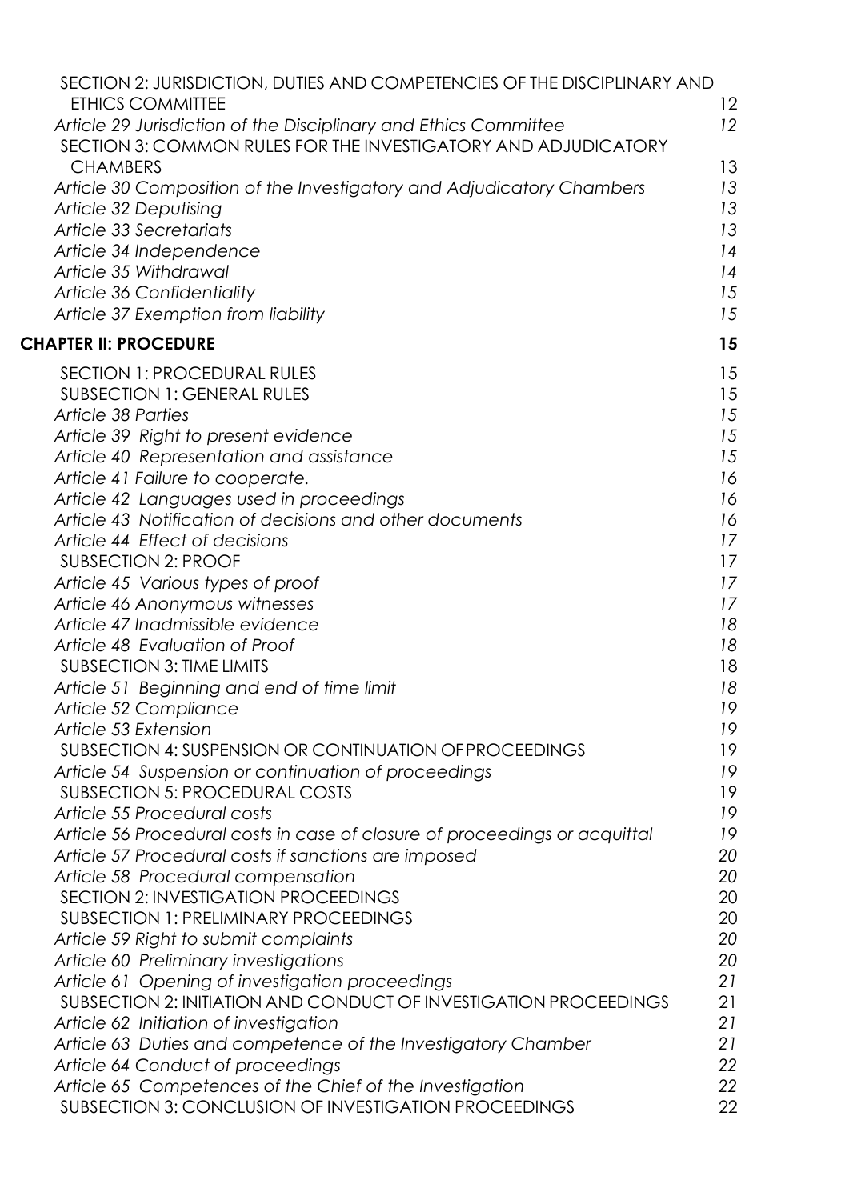SECTION 2: JURISDICTION, DUTIES AND COMPETENCIES OF THE DISCIPLINARY AND ETHICS COMMITTEE 12

*Article 29 Jurisdiction of the Disciplinary and Ethics Committee 12*

SECTION 3: COMMON RULES FOR THE INVESTIGATORY AND ADJUDICATORY CHAMBERS 13

*Article 30 Composition of the Investigatory and Adjudicatory Chambers 13*

*Article 32 Deputising 13*

*Article 33 Secretariats 13*

*Article 34 Independence 14*

*Article 35 Withdrawal 14*

*Article 36 Confidentiality 15*

*Article 37 Exemption from liability 15*

**CHAPTER II: PROCEDURE 15**

SECTION 1: PROCEDURAL RULES 15

SUBSECTION 1: GENERAL RULES 15

*Article 38 Parties 15*

*Article 39 Right to present evidence 15*

*Article 40 Representation and assistance 15*

*Article 41 Failure to cooperate. 16*

*Article 42 Languages used in proceedings 16*

*Article 43 Notification of decisions and other documents 16*

*Article 44 Effect of decisions 17*

SUBSECTION 2: PROOF 17

*Article 45 Various types of proof 17*

*Article 46 Anonymous witnesses 17*

*Article 47 Inadmissible evidence 18*

*Article 48 Evaluation of Proof 18*

SUBSECTION 3: TIME LIMITS 18

*Article 51 Beginning and end of time limit 18*

*Article 52 Compliance 19*

*Article 53 Extension 19*

SUBSECTION 4: SUSPENSION OR CONTINUATION OF PROCEEDINGS 19

*Article 54 Suspension or continuation of proceedings 19*

SUBSECTION 5: PROCEDURAL COSTS 19

*Article 55 Procedural costs 19*

*Article 56 Procedural costs in case of closure of proceedings or acquittal 19*

*Article 57 Procedural costs if sanctions are imposed 20*

*Article 58 Procedural compensation 20*

SECTION 2: INVESTIGATION PROCEEDINGS 20

SUBSECTION 1: PRELIMINARY PROCEEDINGS 20

*Article 59 Right to submit complaints 20*

*Article 60 Preliminary investigations 20*

*Article 61 Opening of investigation proceedings 21*

SUBSECTION 2: INITIATION AND CONDUCT OF INVESTIGATION PROCEEDINGS 21

*Article 62 Initiation of investigation 21*

*Article 63 Duties and competence of the Investigatory Chamber 21*

*Article 64 Conduct of proceedings 22*

*Article 65 Competences of the Chief of the Investigation 22*

SUBSECTION 3: CONCLUSION OF INVESTIGATION PROCEEDINGS 22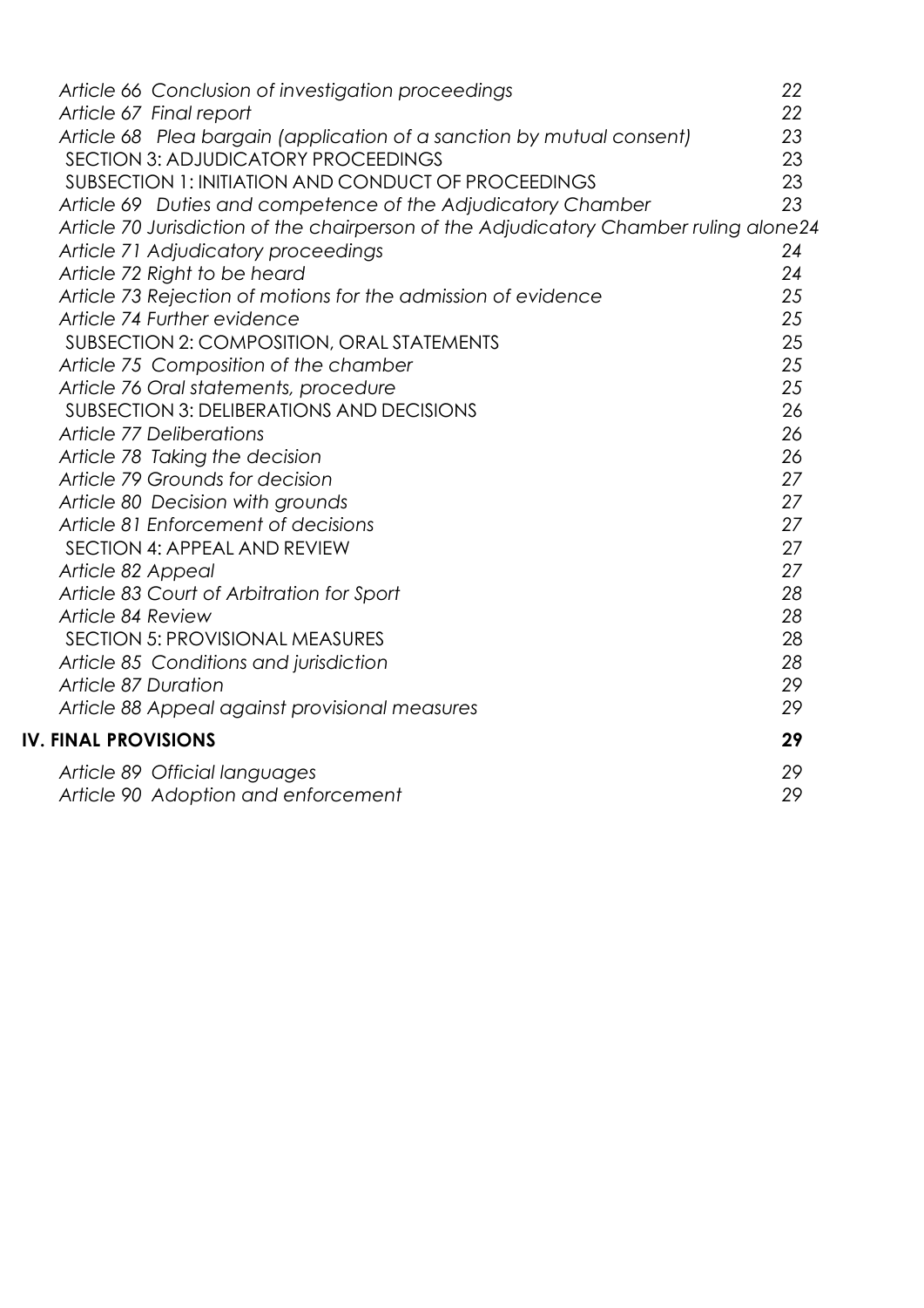*Article 66 Conclusion of investigation proceedings* 22
*Article 67 Final report* 22
*Article 68 Plea bargain (application of a sanction by mutual consent)* 23
SECTION 3: ADJUDICATORY PROCEEDINGS 23
SUBSECTION 1: INITIATION AND CONDUCT OF PROCEEDINGS 23
*Article 69 Duties and competence of the Adjudicatory Chamber* 23
*Article 70 Jurisdiction of the chairperson of the Adjudicatory Chamber ruling alone* 24
*Article 71 Adjudicatory proceedings* 24
*Article 72 Right to be heard* 24
*Article 73 Rejection of motions for the admission of evidence* 25
*Article 74 Further evidence* 25
SUBSECTION 2: COMPOSITION, ORAL STATEMENTS 25
*Article 75 Composition of the chamber* 25
*Article 76 Oral statements, procedure* 25
SUBSECTION 3: DELIBERATIONS AND DECISIONS 26
*Article 77 Deliberations* 26
*Article 78 Taking the decision* 26
*Article 79 Grounds for decision* 27
*Article 80 Decision with grounds* 27
*Article 81 Enforcement of decisions* 27
SECTION 4: APPEAL AND REVIEW 27
*Article 82 Appeal* 27
*Article 83 Court of Arbitration for Sport* 28
*Article 84 Review* 28
SECTION 5: PROVISIONAL MEASURES 28
*Article 85 Conditions and jurisdiction* 28
*Article 87 Duration* 29
*Article 88 Appeal against provisional measures* 29

**IV. FINAL PROVISIONS** **29**

*Article 89 Official languages* 29
*Article 90 Adoption and enforcement* 29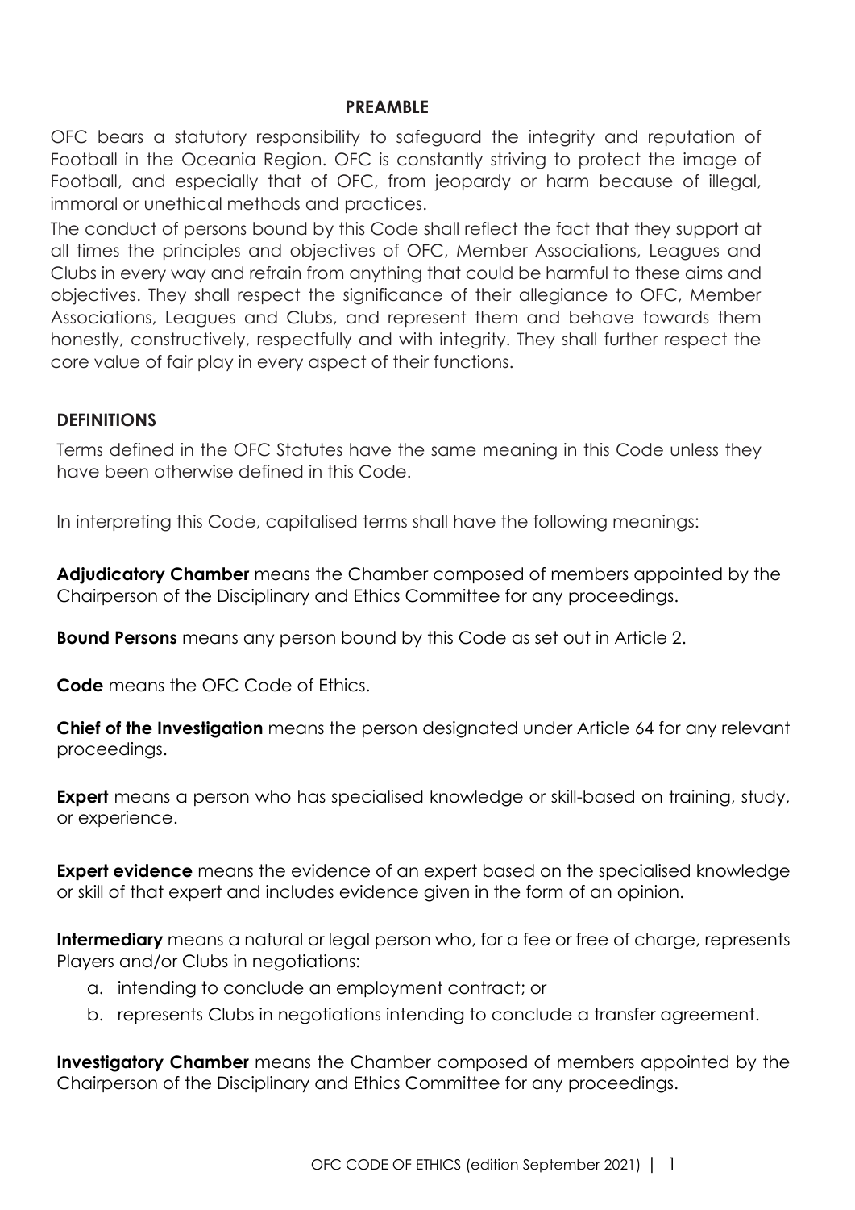## PREAMBLE

OFC bears a statutory responsibility to safeguard the integrity and reputation of Football in the Oceania Region. OFC is constantly striving to protect the image of Football, and especially that of OFC, from jeopardy or harm because of illegal, immoral or unethical methods and practices.

The conduct of persons bound by this Code shall reflect the fact that they support at all times the principles and objectives of OFC, Member Associations, Leagues and Clubs in every way and refrain from anything that could be harmful to these aims and objectives. They shall respect the significance of their allegiance to OFC, Member Associations, Leagues and Clubs, and represent them and behave towards them honestly, constructively, respectfully and with integrity. They shall further respect the core value of fair play in every aspect of their functions.

## DEFINITIONS

Terms defined in the OFC Statutes have the same meaning in this Code unless they have been otherwise defined in this Code.

In interpreting this Code, capitalised terms shall have the following meanings:

**Adjudicatory Chamber** means the Chamber composed of members appointed by the Chairperson of the Disciplinary and Ethics Committee for any proceedings.

**Bound Persons** means any person bound by this Code as set out in Article 2.

**Code** means the OFC Code of Ethics.

**Chief of the Investigation** means the person designated under Article 64 for any relevant proceedings.

**Expert** means a person who has specialised knowledge or skill-based on training, study, or experience.

**Expert evidence** means the evidence of an expert based on the specialised knowledge or skill of that expert and includes evidence given in the form of an opinion.

**Intermediary** means a natural or legal person who, for a fee or free of charge, represents Players and/or Clubs in negotiations:

a. intending to conclude an employment contract; or
b. represents Clubs in negotiations intending to conclude a transfer agreement.

**Investigatory Chamber** means the Chamber composed of members appointed by the Chairperson of the Disciplinary and Ethics Committee for any proceedings.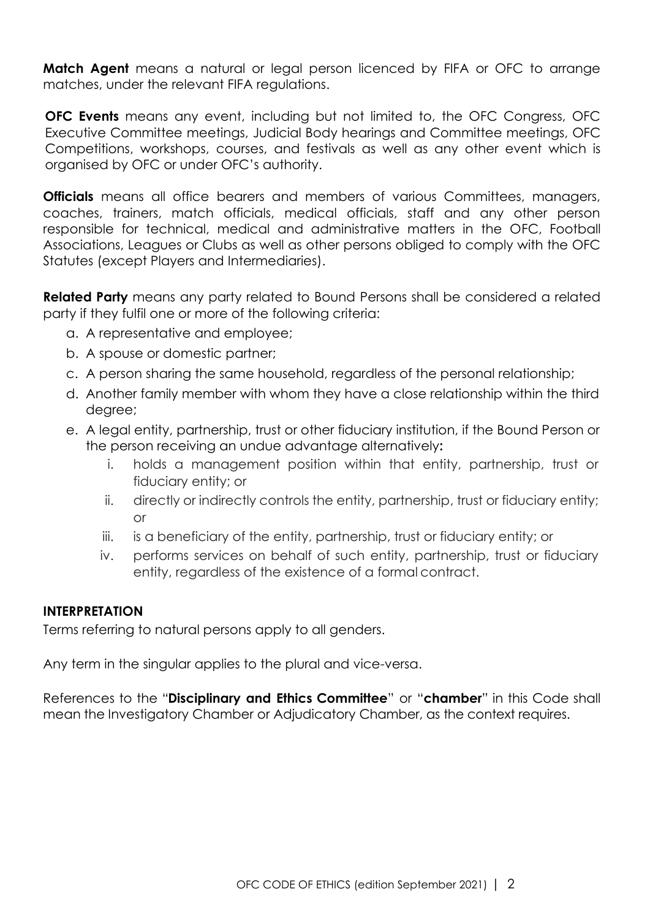**Match Agent** means a natural or legal person licenced by FIFA or OFC to arrange matches, under the relevant FIFA regulations.

**OFC Events** means any event, including but not limited to, the OFC Congress, OFC Executive Committee meetings, Judicial Body hearings and Committee meetings, OFC Competitions, workshops, courses, and festivals as well as any other event which is organised by OFC or under OFC's authority.

**Officials** means all office bearers and members of various Committees, managers, coaches, trainers, match officials, medical officials, staff and any other person responsible for technical, medical and administrative matters in the OFC, Football Associations, Leagues or Clubs as well as other persons obliged to comply with the OFC Statutes (except Players and Intermediaries).

**Related Party** means any party related to Bound Persons shall be considered a related party if they fulfil one or more of the following criteria:

a. A representative and employee;
b. A spouse or domestic partner;
c. A person sharing the same household, regardless of the personal relationship;
d. Another family member with whom they have a close relationship within the third degree;
e. A legal entity, partnership, trust or other fiduciary institution, if the Bound Person or the person receiving an undue advantage alternatively**:**
    i. holds a management position within that entity, partnership, trust or fiduciary entity; or
    ii. directly or indirectly controls the entity, partnership, trust or fiduciary entity; or
    iii. is a beneficiary of the entity, partnership, trust or fiduciary entity; or
    iv. performs services on behalf of such entity, partnership, trust or fiduciary entity, regardless of the existence of a formal contract.

**INTERPRETATION**

Terms referring to natural persons apply to all genders.

Any term in the singular applies to the plural and vice-versa.

References to the "**Disciplinary and Ethics Committee**" or "**chamber**" in this Code shall mean the Investigatory Chamber or Adjudicatory Chamber, as the context requires.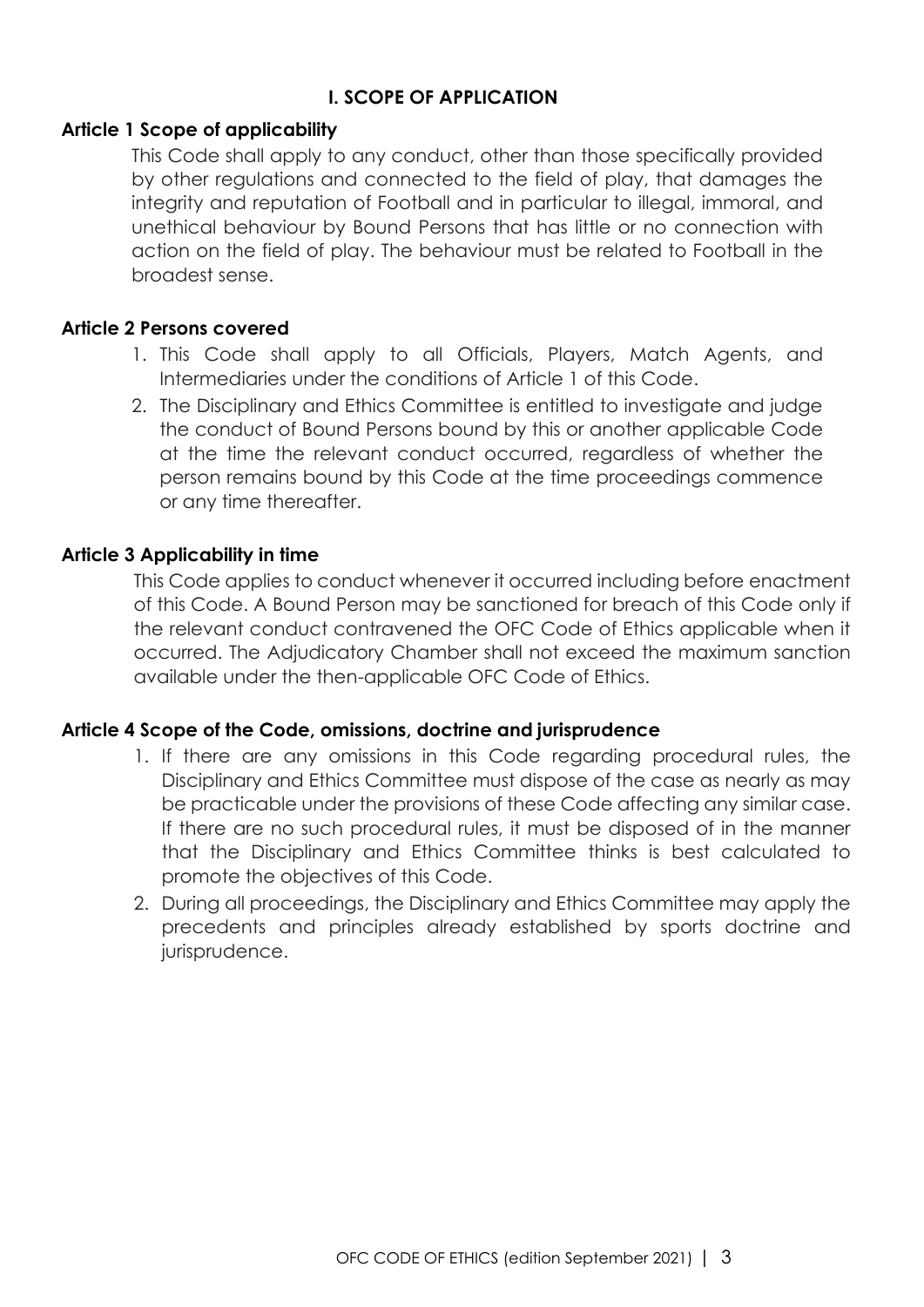## I. SCOPE OF APPLICATION

### Article 1 Scope of applicability

This Code shall apply to any conduct, other than those specifically provided by other regulations and connected to the field of play, that damages the integrity and reputation of Football and in particular to illegal, immoral, and unethical behaviour by Bound Persons that has little or no connection with action on the field of play. The behaviour must be related to Football in the broadest sense.

### Article 2 Persons covered

1. This Code shall apply to all Officials, Players, Match Agents, and Intermediaries under the conditions of Article 1 of this Code.
2. The Disciplinary and Ethics Committee is entitled to investigate and judge the conduct of Bound Persons bound by this or another applicable Code at the time the relevant conduct occurred, regardless of whether the person remains bound by this Code at the time proceedings commence or any time thereafter.

### Article 3 Applicability in time

This Code applies to conduct whenever it occurred including before enactment of this Code. A Bound Person may be sanctioned for breach of this Code only if the relevant conduct contravened the OFC Code of Ethics applicable when it occurred. The Adjudicatory Chamber shall not exceed the maximum sanction available under the then-applicable OFC Code of Ethics.

### Article 4 Scope of the Code, omissions, doctrine and jurisprudence

1. If there are any omissions in this Code regarding procedural rules, the Disciplinary and Ethics Committee must dispose of the case as nearly as may be practicable under the provisions of these Code affecting any similar case. If there are no such procedural rules, it must be disposed of in the manner that the Disciplinary and Ethics Committee thinks is best calculated to promote the objectives of this Code.
2. During all proceedings, the Disciplinary and Ethics Committee may apply the precedents and principles already established by sports doctrine and jurisprudence.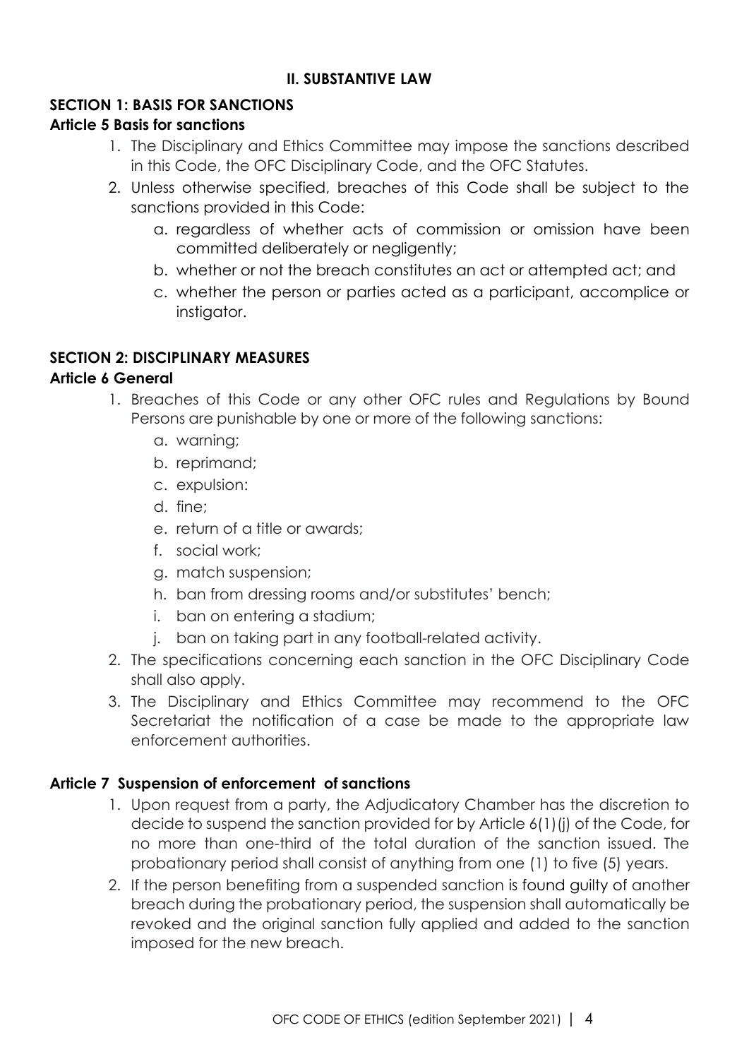## II. SUBSTANTIVE LAW

### SECTION 1: BASIS FOR SANCTIONS

#### Article 5 Basis for sanctions

1. The Disciplinary and Ethics Committee may impose the sanctions described in this Code, the OFC Disciplinary Code, and the OFC Statutes.
2. Unless otherwise specified, breaches of this Code shall be subject to the sanctions provided in this Code:
   a. regardless of whether acts of commission or omission have been committed deliberately or negligently;
   b. whether or not the breach constitutes an act or attempted act; and
   c. whether the person or parties acted as a participant, accomplice or instigator.

### SECTION 2: DISCIPLINARY MEASURES

#### Article 6 General

1. Breaches of this Code or any other OFC rules and Regulations by Bound Persons are punishable by one or more of the following sanctions:
   a. warning;
   b. reprimand;
   c. expulsion:
   d. fine;
   e. return of a title or awards;
   f. social work;
   g. match suspension;
   h. ban from dressing rooms and/or substitutes' bench;
   i. ban on entering a stadium;
   j. ban on taking part in any football-related activity.
2. The specifications concerning each sanction in the OFC Disciplinary Code shall also apply.
3. The Disciplinary and Ethics Committee may recommend to the OFC Secretariat the notification of a case be made to the appropriate law enforcement authorities.

#### Article 7 Suspension of enforcement of sanctions

1. Upon request from a party, the Adjudicatory Chamber has the discretion to decide to suspend the sanction provided for by Article 6(1)(j) of the Code, for no more than one-third of the total duration of the sanction issued. The probationary period shall consist of anything from one (1) to five (5) years.
2. If the person benefiting from a suspended sanction is found guilty of another breach during the probationary period, the suspension shall automatically be revoked and the original sanction fully applied and added to the sanction imposed for the new breach.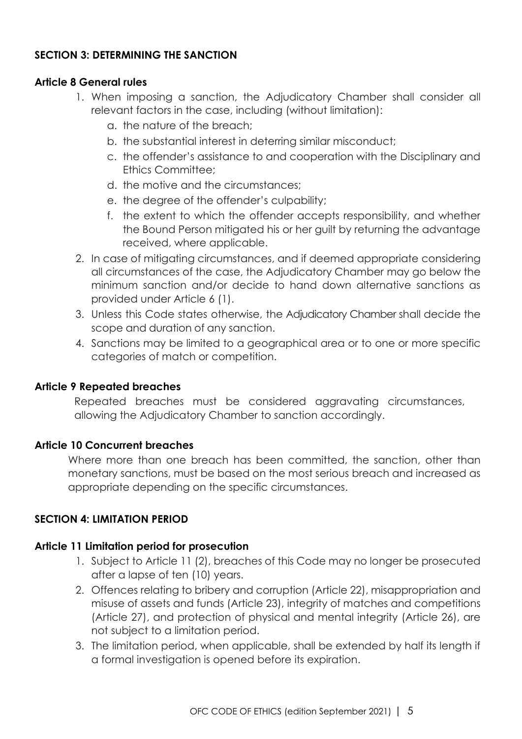## SECTION 3: DETERMINING THE SANCTION

### Article 8 General rules

1. When imposing a sanction, the Adjudicatory Chamber shall consider all relevant factors in the case, including (without limitation):
   a. the nature of the breach;
   b. the substantial interest in deterring similar misconduct;
   c. the offender's assistance to and cooperation with the Disciplinary and Ethics Committee;
   d. the motive and the circumstances;
   e. the degree of the offender's culpability;
   f. the extent to which the offender accepts responsibility, and whether the Bound Person mitigated his or her guilt by returning the advantage received, where applicable.
2. In case of mitigating circumstances, and if deemed appropriate considering all circumstances of the case, the Adjudicatory Chamber may go below the minimum sanction and/or decide to hand down alternative sanctions as provided under Article 6 (1).
3. Unless this Code states otherwise, the Adjudicatory Chamber shall decide the scope and duration of any sanction.
4. Sanctions may be limited to a geographical area or to one or more specific categories of match or competition.

### Article 9 Repeated breaches

Repeated breaches must be considered aggravating circumstances, allowing the Adjudicatory Chamber to sanction accordingly.

### Article 10 Concurrent breaches

Where more than one breach has been committed, the sanction, other than monetary sanctions, must be based on the most serious breach and increased as appropriate depending on the specific circumstances.

## SECTION 4: LIMITATION PERIOD

### Article 11 Limitation period for prosecution

1. Subject to Article 11 (2), breaches of this Code may no longer be prosecuted after a lapse of ten (10) years.
2. Offences relating to bribery and corruption (Article 22), misappropriation and misuse of assets and funds (Article 23), integrity of matches and competitions (Article 27), and protection of physical and mental integrity (Article 26), are not subject to a limitation period.
3. The limitation period, when applicable, shall be extended by half its length if a formal investigation is opened before its expiration.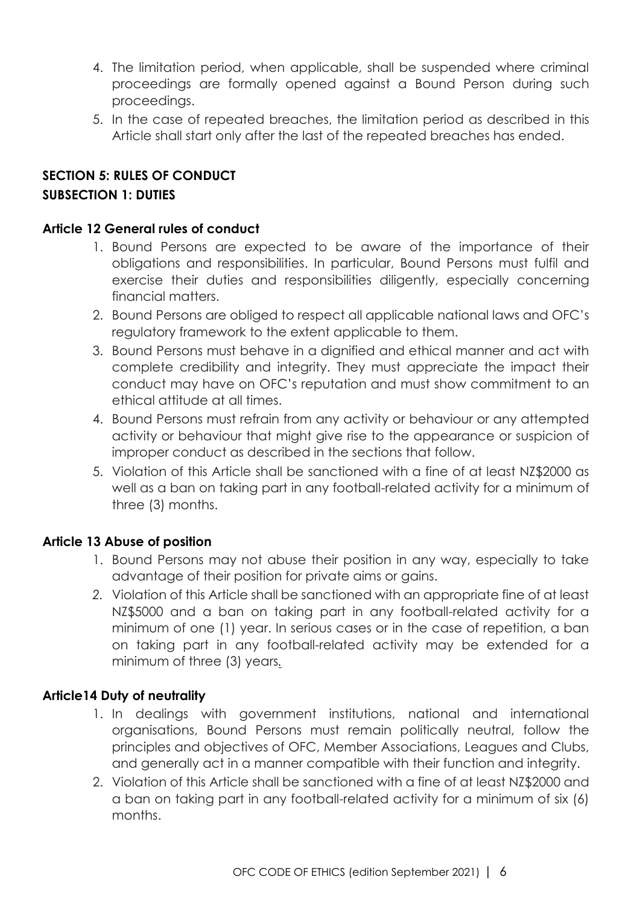4. The limitation period, when applicable, shall be suspended where criminal proceedings are formally opened against a Bound Person during such proceedings.
5. In the case of repeated breaches, the limitation period as described in this Article shall start only after the last of the repeated breaches has ended.

## SECTION 5: RULES OF CONDUCT

## SUBSECTION 1: DUTIES

### Article 12 General rules of conduct

1. Bound Persons are expected to be aware of the importance of their obligations and responsibilities. In particular, Bound Persons must fulfil and exercise their duties and responsibilities diligently, especially concerning financial matters.
2. Bound Persons are obliged to respect all applicable national laws and OFC's regulatory framework to the extent applicable to them.
3. Bound Persons must behave in a dignified and ethical manner and act with complete credibility and integrity. They must appreciate the impact their conduct may have on OFC's reputation and must show commitment to an ethical attitude at all times.
4. Bound Persons must refrain from any activity or behaviour or any attempted activity or behaviour that might give rise to the appearance or suspicion of improper conduct as described in the sections that follow.
5. Violation of this Article shall be sanctioned with a fine of at least NZ$2000 as well as a ban on taking part in any football-related activity for a minimum of three (3) months.

### Article 13 Abuse of position

1. Bound Persons may not abuse their position in any way, especially to take advantage of their position for private aims or gains.
2. Violation of this Article shall be sanctioned with an appropriate fine of at least NZ$5000 and a ban on taking part in any football-related activity for a minimum of one (1) year. In serious cases or in the case of repetition, a ban on taking part in any football-related activity may be extended for a minimum of three (3) years.

### Article14 Duty of neutrality

1. In dealings with government institutions, national and international organisations, Bound Persons must remain politically neutral, follow the principles and objectives of OFC, Member Associations, Leagues and Clubs, and generally act in a manner compatible with their function and integrity.
2. Violation of this Article shall be sanctioned with a fine of at least NZ$2000 and a ban on taking part in any football-related activity for a minimum of six (6) months.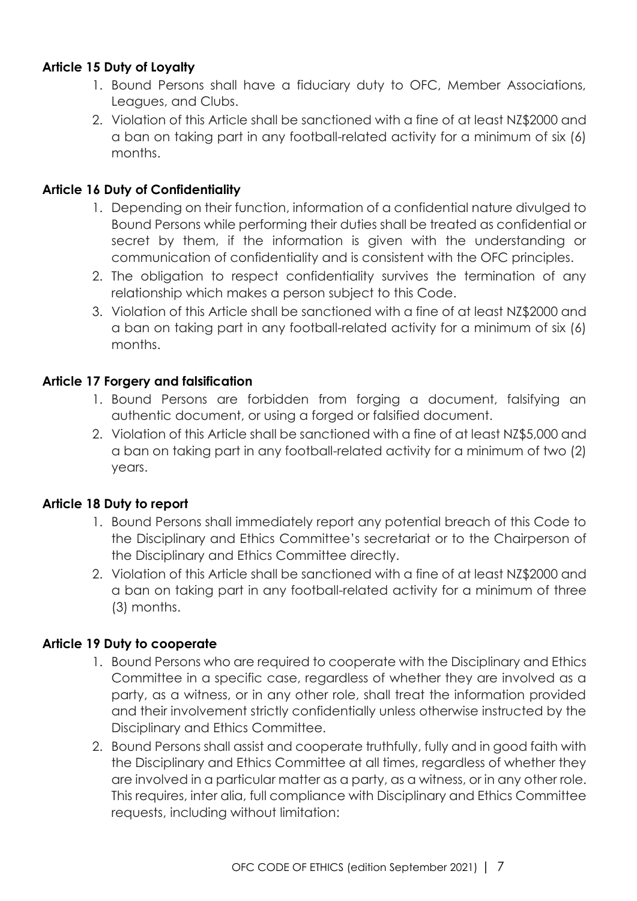**Article 15 Duty of Loyalty**

1. Bound Persons shall have a fiduciary duty to OFC, Member Associations, Leagues, and Clubs.
2. Violation of this Article shall be sanctioned with a fine of at least NZ$2000 and a ban on taking part in any football-related activity for a minimum of six (6) months.

**Article 16 Duty of Confidentiality**

1. Depending on their function, information of a confidential nature divulged to Bound Persons while performing their duties shall be treated as confidential or secret by them, if the information is given with the understanding or communication of confidentiality and is consistent with the OFC principles.
2. The obligation to respect confidentiality survives the termination of any relationship which makes a person subject to this Code.
3. Violation of this Article shall be sanctioned with a fine of at least NZ$2000 and a ban on taking part in any football-related activity for a minimum of six (6) months.

**Article 17 Forgery and falsification**

1. Bound Persons are forbidden from forging a document, falsifying an authentic document, or using a forged or falsified document.
2. Violation of this Article shall be sanctioned with a fine of at least NZ$5,000 and a ban on taking part in any football-related activity for a minimum of two (2) years.

**Article 18 Duty to report**

1. Bound Persons shall immediately report any potential breach of this Code to the Disciplinary and Ethics Committee's secretariat or to the Chairperson of the Disciplinary and Ethics Committee directly.
2. Violation of this Article shall be sanctioned with a fine of at least NZ$2000 and a ban on taking part in any football-related activity for a minimum of three (3) months.

**Article 19 Duty to cooperate**

1. Bound Persons who are required to cooperate with the Disciplinary and Ethics Committee in a specific case, regardless of whether they are involved as a party, as a witness, or in any other role, shall treat the information provided and their involvement strictly confidentially unless otherwise instructed by the Disciplinary and Ethics Committee.
2. Bound Persons shall assist and cooperate truthfully, fully and in good faith with the Disciplinary and Ethics Committee at all times, regardless of whether they are involved in a particular matter as a party, as a witness, or in any other role. This requires, inter alia, full compliance with Disciplinary and Ethics Committee requests, including without limitation: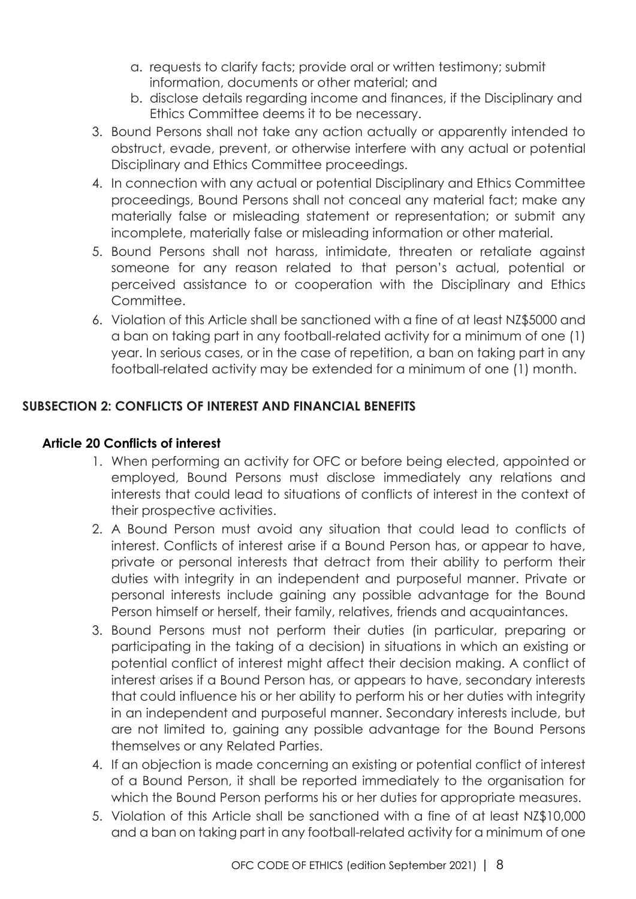a. requests to clarify facts; provide oral or written testimony; submit information, documents or other material; and
b. disclose details regarding income and finances, if the Disciplinary and Ethics Committee deems it to be necessary.

3. Bound Persons shall not take any action actually or apparently intended to obstruct, evade, prevent, or otherwise interfere with any actual or potential Disciplinary and Ethics Committee proceedings.
4. In connection with any actual or potential Disciplinary and Ethics Committee proceedings, Bound Persons shall not conceal any material fact; make any materially false or misleading statement or representation; or submit any incomplete, materially false or misleading information or other material.
5. Bound Persons shall not harass, intimidate, threaten or retaliate against someone for any reason related to that person's actual, potential or perceived assistance to or cooperation with the Disciplinary and Ethics Committee.
6. Violation of this Article shall be sanctioned with a fine of at least NZ$5000 and a ban on taking part in any football-related activity for a minimum of one (1) year. In serious cases, or in the case of repetition, a ban on taking part in any football-related activity may be extended for a minimum of one (1) month.

## SUBSECTION 2: CONFLICTS OF INTEREST AND FINANCIAL BENEFITS

### Article 20 Conflicts of interest

1. When performing an activity for OFC or before being elected, appointed or employed, Bound Persons must disclose immediately any relations and interests that could lead to situations of conflicts of interest in the context of their prospective activities.
2. A Bound Person must avoid any situation that could lead to conflicts of interest. Conflicts of interest arise if a Bound Person has, or appear to have, private or personal interests that detract from their ability to perform their duties with integrity in an independent and purposeful manner. Private or personal interests include gaining any possible advantage for the Bound Person himself or herself, their family, relatives, friends and acquaintances.
3. Bound Persons must not perform their duties (in particular, preparing or participating in the taking of a decision) in situations in which an existing or potential conflict of interest might affect their decision making. A conflict of interest arises if a Bound Person has, or appears to have, secondary interests that could influence his or her ability to perform his or her duties with integrity in an independent and purposeful manner. Secondary interests include, but are not limited to, gaining any possible advantage for the Bound Persons themselves or any Related Parties.
4. If an objection is made concerning an existing or potential conflict of interest of a Bound Person, it shall be reported immediately to the organisation for which the Bound Person performs his or her duties for appropriate measures.
5. Violation of this Article shall be sanctioned with a fine of at least NZ$10,000 and a ban on taking part in any football-related activity for a minimum of one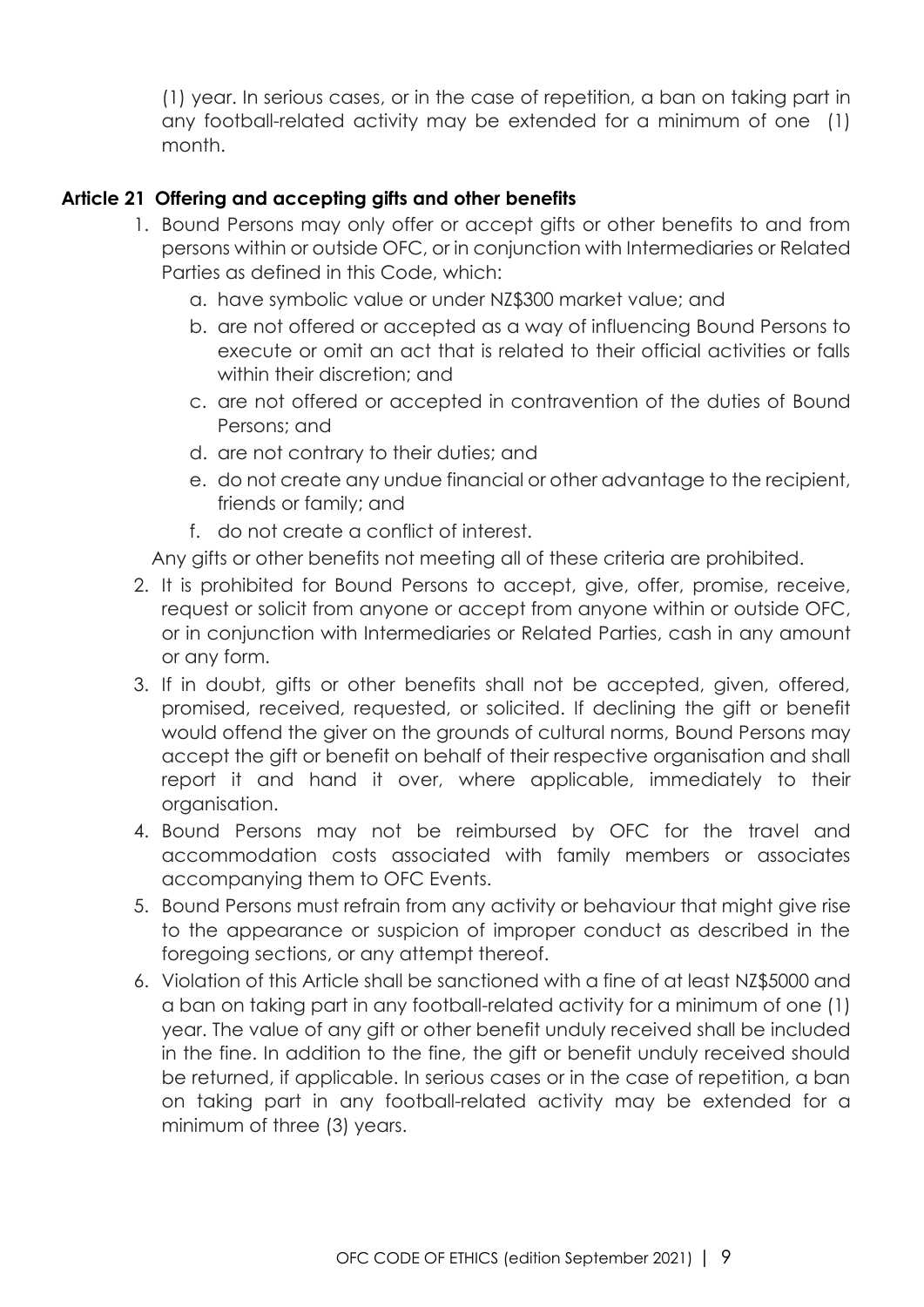(1) year. In serious cases, or in the case of repetition, a ban on taking part in any football-related activity may be extended for a minimum of one (1) month.

### Article 21 Offering and accepting gifts and other benefits

1. Bound Persons may only offer or accept gifts or other benefits to and from persons within or outside OFC, or in conjunction with Intermediaries or Related Parties as defined in this Code, which:
   a. have symbolic value or under NZ$300 market value; and
   b. are not offered or accepted as a way of influencing Bound Persons to execute or omit an act that is related to their official activities or falls within their discretion; and
   c. are not offered or accepted in contravention of the duties of Bound Persons; and
   d. are not contrary to their duties; and
   e. do not create any undue financial or other advantage to the recipient, friends or family; and
   f. do not create a conflict of interest.

   Any gifts or other benefits not meeting all of these criteria are prohibited.
2. It is prohibited for Bound Persons to accept, give, offer, promise, receive, request or solicit from anyone or accept from anyone within or outside OFC, or in conjunction with Intermediaries or Related Parties, cash in any amount or any form.
3. If in doubt, gifts or other benefits shall not be accepted, given, offered, promised, received, requested, or solicited. If declining the gift or benefit would offend the giver on the grounds of cultural norms, Bound Persons may accept the gift or benefit on behalf of their respective organisation and shall report it and hand it over, where applicable, immediately to their organisation.
4. Bound Persons may not be reimbursed by OFC for the travel and accommodation costs associated with family members or associates accompanying them to OFC Events.
5. Bound Persons must refrain from any activity or behaviour that might give rise to the appearance or suspicion of improper conduct as described in the foregoing sections, or any attempt thereof.
6. Violation of this Article shall be sanctioned with a fine of at least NZ$5000 and a ban on taking part in any football-related activity for a minimum of one (1) year. The value of any gift or other benefit unduly received shall be included in the fine. In addition to the fine, the gift or benefit unduly received should be returned, if applicable. In serious cases or in the case of repetition, a ban on taking part in any football-related activity may be extended for a minimum of three (3) years.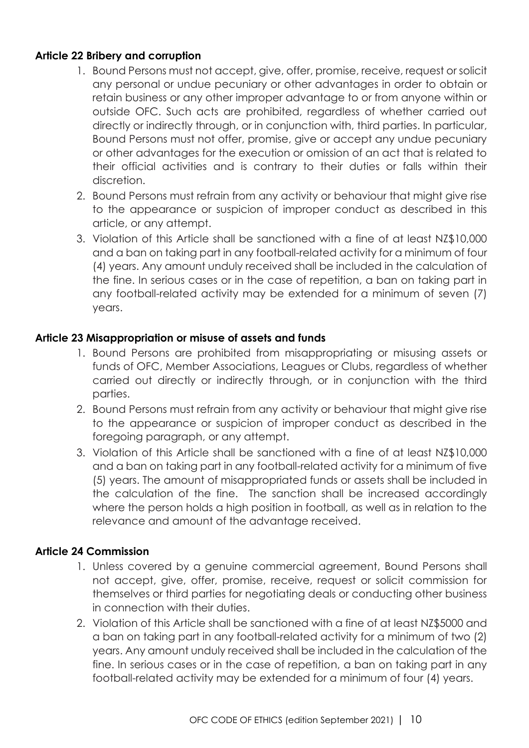### Article 22 Bribery and corruption

1. Bound Persons must not accept, give, offer, promise, receive, request or solicit any personal or undue pecuniary or other advantages in order to obtain or retain business or any other improper advantage to or from anyone within or outside OFC. Such acts are prohibited, regardless of whether carried out directly or indirectly through, or in conjunction with, third parties. In particular, Bound Persons must not offer, promise, give or accept any undue pecuniary or other advantages for the execution or omission of an act that is related to their official activities and is contrary to their duties or falls within their discretion.
2. Bound Persons must refrain from any activity or behaviour that might give rise to the appearance or suspicion of improper conduct as described in this article, or any attempt.
3. Violation of this Article shall be sanctioned with a fine of at least NZ$10,000 and a ban on taking part in any football-related activity for a minimum of four (4) years. Any amount unduly received shall be included in the calculation of the fine. In serious cases or in the case of repetition, a ban on taking part in any football-related activity may be extended for a minimum of seven (7) years.

### Article 23 Misappropriation or misuse of assets and funds

1. Bound Persons are prohibited from misappropriating or misusing assets or funds of OFC, Member Associations, Leagues or Clubs, regardless of whether carried out directly or indirectly through, or in conjunction with the third parties.
2. Bound Persons must refrain from any activity or behaviour that might give rise to the appearance or suspicion of improper conduct as described in the foregoing paragraph, or any attempt.
3. Violation of this Article shall be sanctioned with a fine of at least NZ$10,000 and a ban on taking part in any football-related activity for a minimum of five (5) years. The amount of misappropriated funds or assets shall be included in the calculation of the fine. The sanction shall be increased accordingly where the person holds a high position in football, as well as in relation to the relevance and amount of the advantage received.

### Article 24 Commission

1. Unless covered by a genuine commercial agreement, Bound Persons shall not accept, give, offer, promise, receive, request or solicit commission for themselves or third parties for negotiating deals or conducting other business in connection with their duties.
2. Violation of this Article shall be sanctioned with a fine of at least NZ$5000 and a ban on taking part in any football-related activity for a minimum of two (2) years. Any amount unduly received shall be included in the calculation of the fine. In serious cases or in the case of repetition, a ban on taking part in any football-related activity may be extended for a minimum of four (4) years.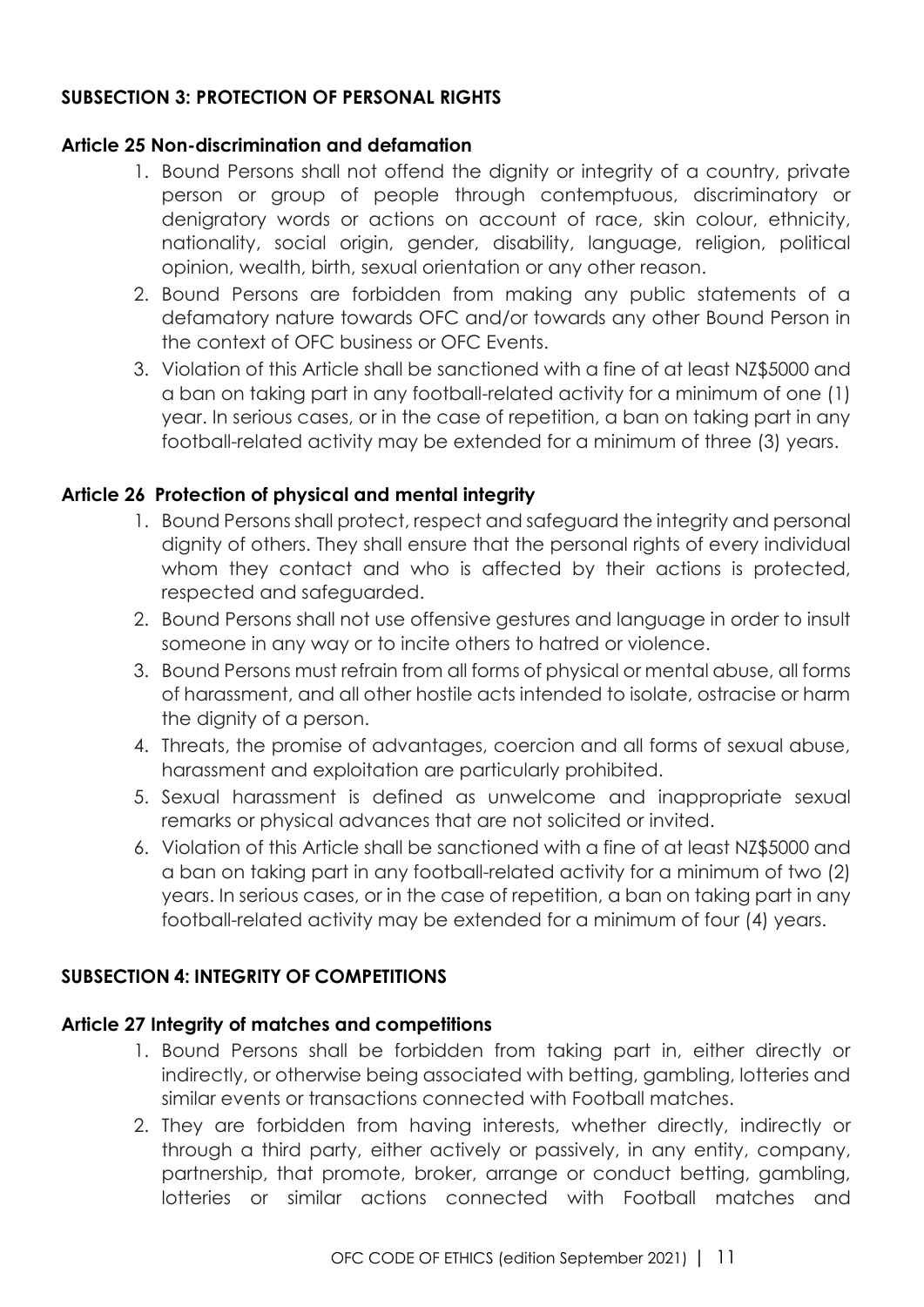### SUBSECTION 3: PROTECTION OF PERSONAL RIGHTS

#### Article 25 Non-discrimination and defamation

1. Bound Persons shall not offend the dignity or integrity of a country, private person or group of people through contemptuous, discriminatory or denigratory words or actions on account of race, skin colour, ethnicity, nationality, social origin, gender, disability, language, religion, political opinion, wealth, birth, sexual orientation or any other reason.
2. Bound Persons are forbidden from making any public statements of a defamatory nature towards OFC and/or towards any other Bound Person in the context of OFC business or OFC Events.
3. Violation of this Article shall be sanctioned with a fine of at least NZ$5000 and a ban on taking part in any football-related activity for a minimum of one (1) year. In serious cases, or in the case of repetition, a ban on taking part in any football-related activity may be extended for a minimum of three (3) years.

#### Article 26 Protection of physical and mental integrity

1. Bound Persons shall protect, respect and safeguard the integrity and personal dignity of others. They shall ensure that the personal rights of every individual whom they contact and who is affected by their actions is protected, respected and safeguarded.
2. Bound Persons shall not use offensive gestures and language in order to insult someone in any way or to incite others to hatred or violence.
3. Bound Persons must refrain from all forms of physical or mental abuse, all forms of harassment, and all other hostile acts intended to isolate, ostracise or harm the dignity of a person.
4. Threats, the promise of advantages, coercion and all forms of sexual abuse, harassment and exploitation are particularly prohibited.
5. Sexual harassment is defined as unwelcome and inappropriate sexual remarks or physical advances that are not solicited or invited.
6. Violation of this Article shall be sanctioned with a fine of at least NZ$5000 and a ban on taking part in any football-related activity for a minimum of two (2) years. In serious cases, or in the case of repetition, a ban on taking part in any football-related activity may be extended for a minimum of four (4) years.

### SUBSECTION 4: INTEGRITY OF COMPETITIONS

#### Article 27 Integrity of matches and competitions

1. Bound Persons shall be forbidden from taking part in, either directly or indirectly, or otherwise being associated with betting, gambling, lotteries and similar events or transactions connected with Football matches.
2. They are forbidden from having interests, whether directly, indirectly or through a third party, either actively or passively, in any entity, company, partnership, that promote, broker, arrange or conduct betting, gambling, lotteries or similar actions connected with Football matches and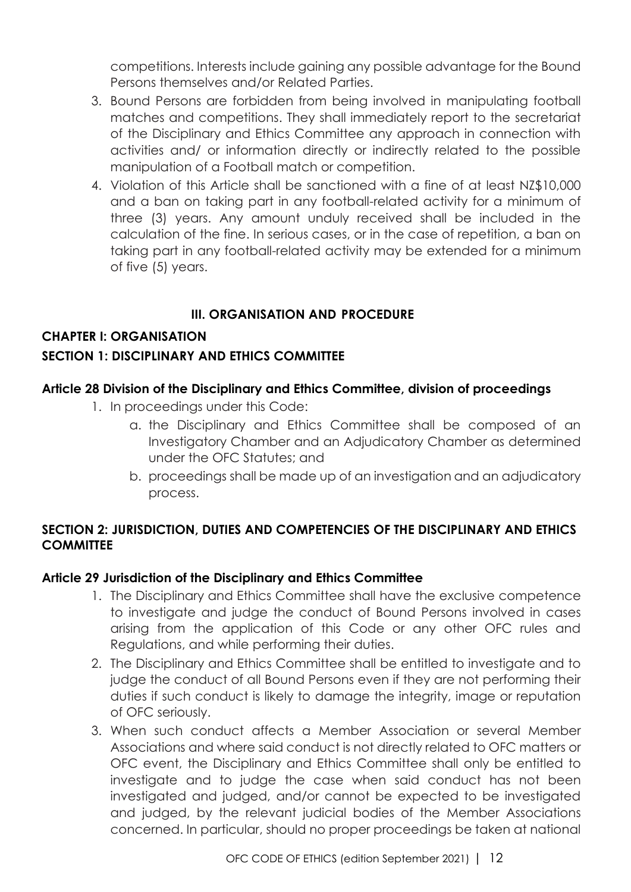competitions. Interests include gaining any possible advantage for the Bound Persons themselves and/or Related Parties.

3. Bound Persons are forbidden from being involved in manipulating football matches and competitions. They shall immediately report to the secretariat of the Disciplinary and Ethics Committee any approach in connection with activities and/ or information directly or indirectly related to the possible manipulation of a Football match or competition.
4. Violation of this Article shall be sanctioned with a fine of at least NZ$10,000 and a ban on taking part in any football-related activity for a minimum of three (3) years. Any amount unduly received shall be included in the calculation of the fine. In serious cases, or in the case of repetition, a ban on taking part in any football-related activity may be extended for a minimum of five (5) years.

## III. ORGANISATION AND PROCEDURE

## CHAPTER I: ORGANISATION

### SECTION 1: DISCIPLINARY AND ETHICS COMMITTEE

#### Article 28 Division of the Disciplinary and Ethics Committee, division of proceedings

1. In proceedings under this Code:
   a. the Disciplinary and Ethics Committee shall be composed of an Investigatory Chamber and an Adjudicatory Chamber as determined under the OFC Statutes; and
   b. proceedings shall be made up of an investigation and an adjudicatory process.

### SECTION 2: JURISDICTION, DUTIES AND COMPETENCIES OF THE DISCIPLINARY AND ETHICS COMMITTEE

#### Article 29 Jurisdiction of the Disciplinary and Ethics Committee

1. The Disciplinary and Ethics Committee shall have the exclusive competence to investigate and judge the conduct of Bound Persons involved in cases arising from the application of this Code or any other OFC rules and Regulations, and while performing their duties.
2. The Disciplinary and Ethics Committee shall be entitled to investigate and to judge the conduct of all Bound Persons even if they are not performing their duties if such conduct is likely to damage the integrity, image or reputation of OFC seriously.
3. When such conduct affects a Member Association or several Member Associations and where said conduct is not directly related to OFC matters or OFC event, the Disciplinary and Ethics Committee shall only be entitled to investigate and to judge the case when said conduct has not been investigated and judged, and/or cannot be expected to be investigated and judged, by the relevant judicial bodies of the Member Associations concerned. In particular, should no proper proceedings be taken at national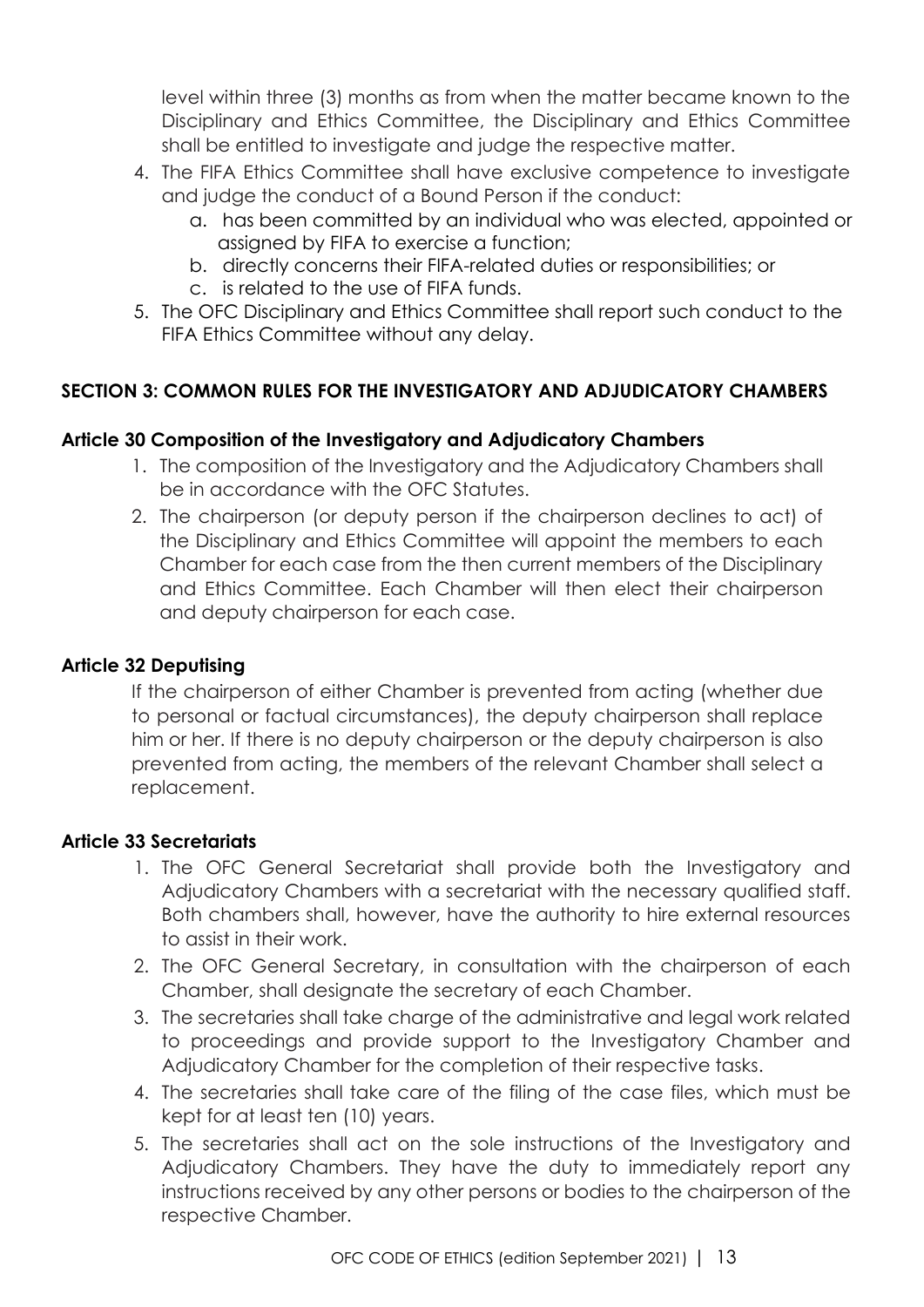level within three (3) months as from when the matter became known to the Disciplinary and Ethics Committee, the Disciplinary and Ethics Committee shall be entitled to investigate and judge the respective matter.

4. The FIFA Ethics Committee shall have exclusive competence to investigate and judge the conduct of a Bound Person if the conduct:
   a. has been committed by an individual who was elected, appointed or assigned by FIFA to exercise a function;
   b. directly concerns their FIFA-related duties or responsibilities; or
   c. is related to the use of FIFA funds.
5. The OFC Disciplinary and Ethics Committee shall report such conduct to the FIFA Ethics Committee without any delay.

## SECTION 3: COMMON RULES FOR THE INVESTIGATORY AND ADJUDICATORY CHAMBERS

### Article 30 Composition of the Investigatory and Adjudicatory Chambers

1. The composition of the Investigatory and the Adjudicatory Chambers shall be in accordance with the OFC Statutes.
2. The chairperson (or deputy person if the chairperson declines to act) of the Disciplinary and Ethics Committee will appoint the members to each Chamber for each case from the then current members of the Disciplinary and Ethics Committee. Each Chamber will then elect their chairperson and deputy chairperson for each case.

### Article 32 Deputising

If the chairperson of either Chamber is prevented from acting (whether due to personal or factual circumstances), the deputy chairperson shall replace him or her. If there is no deputy chairperson or the deputy chairperson is also prevented from acting, the members of the relevant Chamber shall select a replacement.

### Article 33 Secretariats

1. The OFC General Secretariat shall provide both the Investigatory and Adjudicatory Chambers with a secretariat with the necessary qualified staff. Both chambers shall, however, have the authority to hire external resources to assist in their work.
2. The OFC General Secretary, in consultation with the chairperson of each Chamber, shall designate the secretary of each Chamber.
3. The secretaries shall take charge of the administrative and legal work related to proceedings and provide support to the Investigatory Chamber and Adjudicatory Chamber for the completion of their respective tasks.
4. The secretaries shall take care of the filing of the case files, which must be kept for at least ten (10) years.
5. The secretaries shall act on the sole instructions of the Investigatory and Adjudicatory Chambers. They have the duty to immediately report any instructions received by any other persons or bodies to the chairperson of the respective Chamber.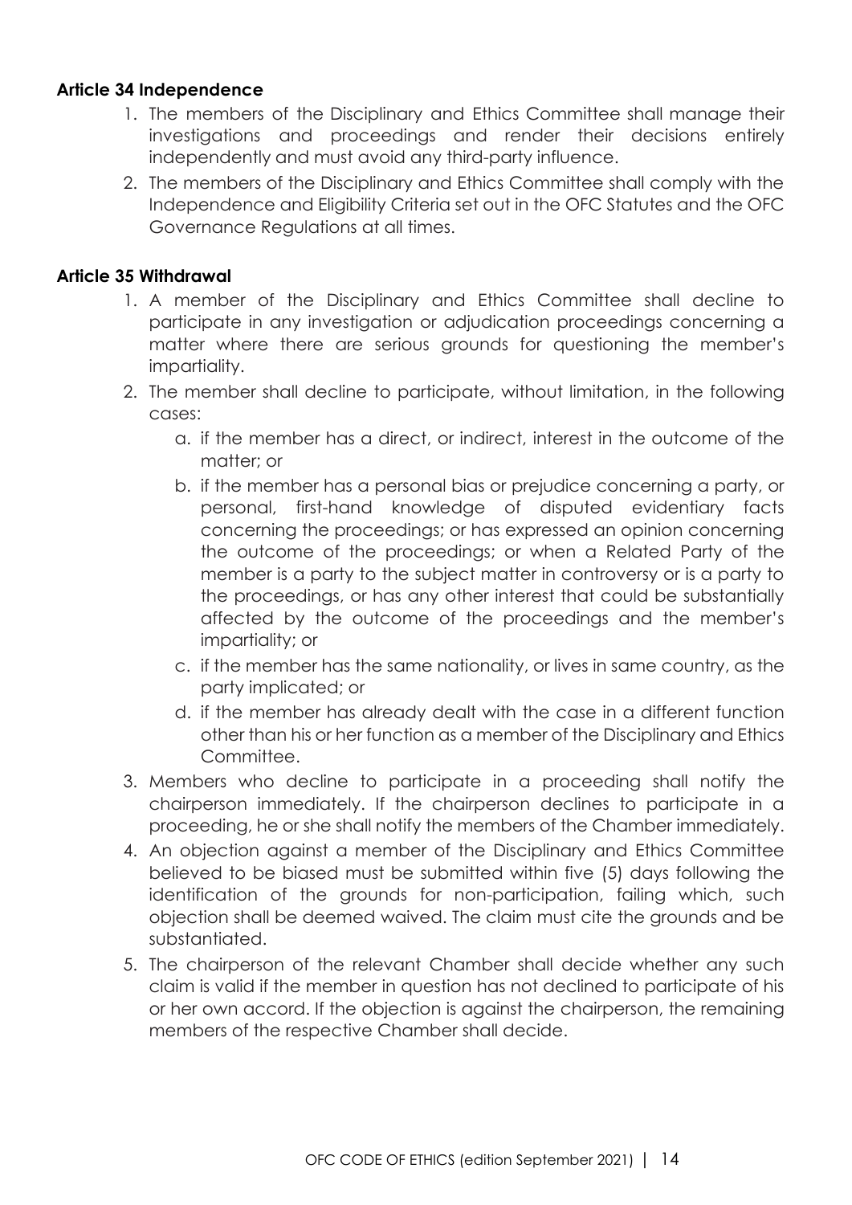**Article 34 Independence**

1. The members of the Disciplinary and Ethics Committee shall manage their investigations and proceedings and render their decisions entirely independently and must avoid any third-party influence.
2. The members of the Disciplinary and Ethics Committee shall comply with the Independence and Eligibility Criteria set out in the OFC Statutes and the OFC Governance Regulations at all times.

**Article 35 Withdrawal**

1. A member of the Disciplinary and Ethics Committee shall decline to participate in any investigation or adjudication proceedings concerning a matter where there are serious grounds for questioning the member's impartiality.
2. The member shall decline to participate, without limitation, in the following cases:
   a. if the member has a direct, or indirect, interest in the outcome of the matter; or
   b. if the member has a personal bias or prejudice concerning a party, or personal, first-hand knowledge of disputed evidentiary facts concerning the proceedings; or has expressed an opinion concerning the outcome of the proceedings; or when a Related Party of the member is a party to the subject matter in controversy or is a party to the proceedings, or has any other interest that could be substantially affected by the outcome of the proceedings and the member's impartiality; or
   c. if the member has the same nationality, or lives in same country, as the party implicated; or
   d. if the member has already dealt with the case in a different function other than his or her function as a member of the Disciplinary and Ethics Committee.
3. Members who decline to participate in a proceeding shall notify the chairperson immediately. If the chairperson declines to participate in a proceeding, he or she shall notify the members of the Chamber immediately.
4. An objection against a member of the Disciplinary and Ethics Committee believed to be biased must be submitted within five (5) days following the identification of the grounds for non-participation, failing which, such objection shall be deemed waived. The claim must cite the grounds and be substantiated.
5. The chairperson of the relevant Chamber shall decide whether any such claim is valid if the member in question has not declined to participate of his or her own accord. If the objection is against the chairperson, the remaining members of the respective Chamber shall decide.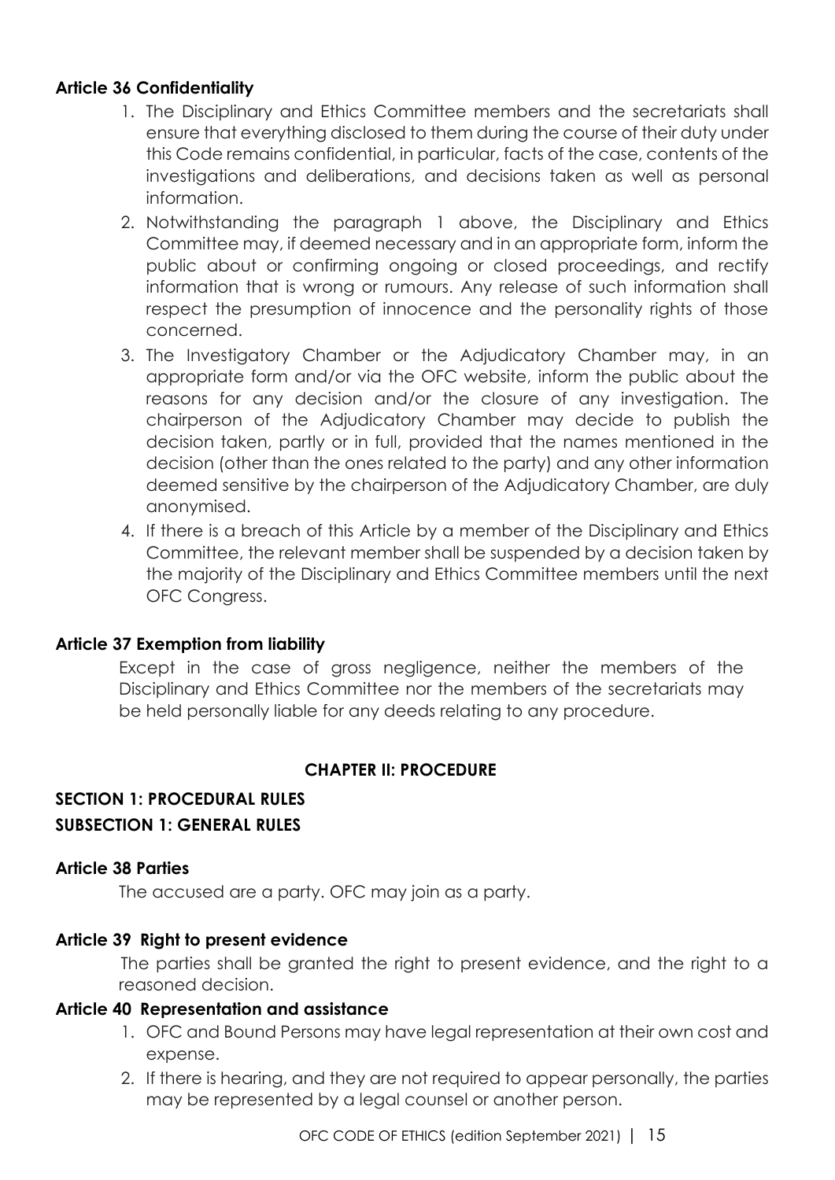### Article 36 Confidentiality

1. The Disciplinary and Ethics Committee members and the secretariats shall ensure that everything disclosed to them during the course of their duty under this Code remains confidential, in particular, facts of the case, contents of the investigations and deliberations, and decisions taken as well as personal information.
2. Notwithstanding the paragraph 1 above, the Disciplinary and Ethics Committee may, if deemed necessary and in an appropriate form, inform the public about or confirming ongoing or closed proceedings, and rectify information that is wrong or rumours. Any release of such information shall respect the presumption of innocence and the personality rights of those concerned.
3. The Investigatory Chamber or the Adjudicatory Chamber may, in an appropriate form and/or via the OFC website, inform the public about the reasons for any decision and/or the closure of any investigation. The chairperson of the Adjudicatory Chamber may decide to publish the decision taken, partly or in full, provided that the names mentioned in the decision (other than the ones related to the party) and any other information deemed sensitive by the chairperson of the Adjudicatory Chamber, are duly anonymised.
4. If there is a breach of this Article by a member of the Disciplinary and Ethics Committee, the relevant member shall be suspended by a decision taken by the majority of the Disciplinary and Ethics Committee members until the next OFC Congress.

### Article 37 Exemption from liability

Except in the case of gross negligence, neither the members of the Disciplinary and Ethics Committee nor the members of the secretariats may be held personally liable for any deeds relating to any procedure.

## CHAPTER II: PROCEDURE

## SECTION 1: PROCEDURAL RULES

## SUBSECTION 1: GENERAL RULES

### Article 38 Parties

The accused are a party. OFC may join as a party.

### Article 39 Right to present evidence

The parties shall be granted the right to present evidence, and the right to a reasoned decision.

### Article 40 Representation and assistance

1. OFC and Bound Persons may have legal representation at their own cost and expense.
2. If there is hearing, and they are not required to appear personally, the parties may be represented by a legal counsel or another person.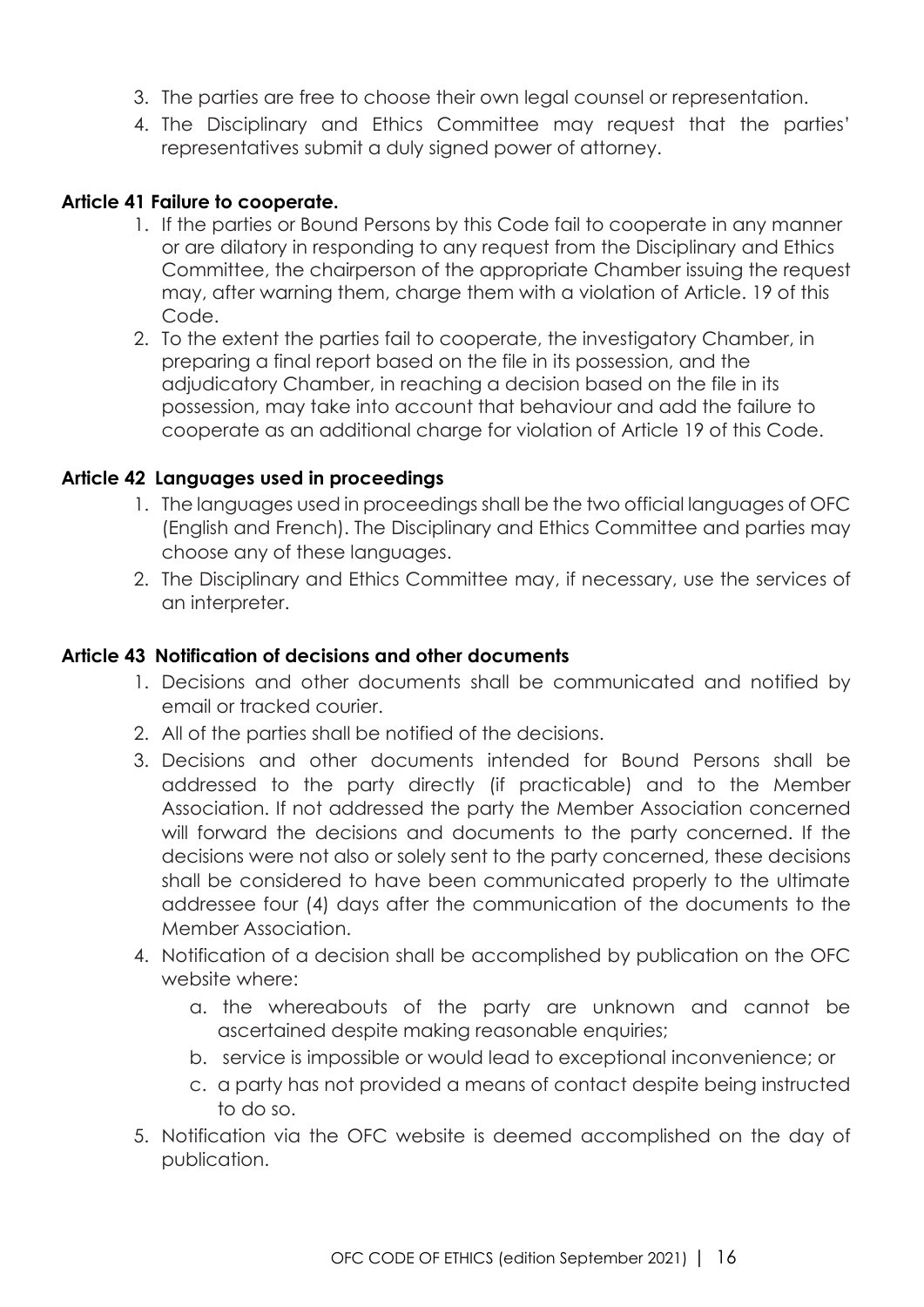3. The parties are free to choose their own legal counsel or representation.
4. The Disciplinary and Ethics Committee may request that the parties' representatives submit a duly signed power of attorney.

**Article 41 Failure to cooperate.**

1. If the parties or Bound Persons by this Code fail to cooperate in any manner or are dilatory in responding to any request from the Disciplinary and Ethics Committee, the chairperson of the appropriate Chamber issuing the request may, after warning them, charge them with a violation of Article. 19 of this Code.
2. To the extent the parties fail to cooperate, the investigatory Chamber, in preparing a final report based on the file in its possession, and the adjudicatory Chamber, in reaching a decision based on the file in its possession, may take into account that behaviour and add the failure to cooperate as an additional charge for violation of Article 19 of this Code.

**Article 42 Languages used in proceedings**

1. The languages used in proceedings shall be the two official languages of OFC (English and French). The Disciplinary and Ethics Committee and parties may choose any of these languages.
2. The Disciplinary and Ethics Committee may, if necessary, use the services of an interpreter.

**Article 43 Notification of decisions and other documents**

1. Decisions and other documents shall be communicated and notified by email or tracked courier.
2. All of the parties shall be notified of the decisions.
3. Decisions and other documents intended for Bound Persons shall be addressed to the party directly (if practicable) and to the Member Association. If not addressed the party the Member Association concerned will forward the decisions and documents to the party concerned. If the decisions were not also or solely sent to the party concerned, these decisions shall be considered to have been communicated properly to the ultimate addressee four (4) days after the communication of the documents to the Member Association.
4. Notification of a decision shall be accomplished by publication on the OFC website where:
   a. the whereabouts of the party are unknown and cannot be ascertained despite making reasonable enquiries;
   b. service is impossible or would lead to exceptional inconvenience; or
   c. a party has not provided a means of contact despite being instructed to do so.
5. Notification via the OFC website is deemed accomplished on the day of publication.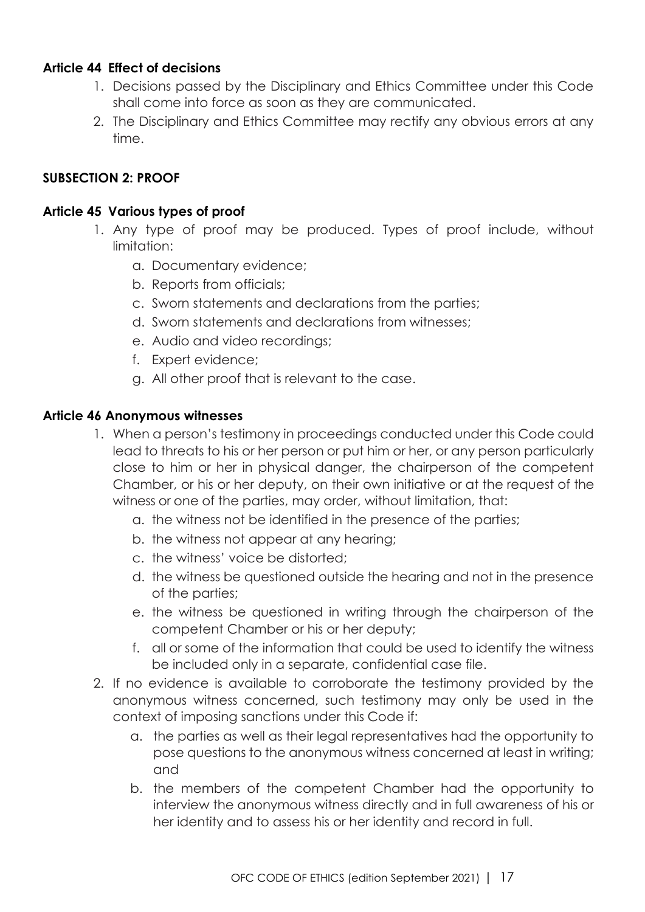**Article 44 Effect of decisions**

1. Decisions passed by the Disciplinary and Ethics Committee under this Code shall come into force as soon as they are communicated.
2. The Disciplinary and Ethics Committee may rectify any obvious errors at any time.

**SUBSECTION 2: PROOF**

**Article 45 Various types of proof**

1. Any type of proof may be produced. Types of proof include, without limitation:
   a. Documentary evidence;
   b. Reports from officials;
   c. Sworn statements and declarations from the parties;
   d. Sworn statements and declarations from witnesses;
   e. Audio and video recordings;
   f. Expert evidence;
   g. All other proof that is relevant to the case.

**Article 46 Anonymous witnesses**

1. When a person's testimony in proceedings conducted under this Code could lead to threats to his or her person or put him or her, or any person particularly close to him or her in physical danger, the chairperson of the competent Chamber, or his or her deputy, on their own initiative or at the request of the witness or one of the parties, may order, without limitation, that:
   a. the witness not be identified in the presence of the parties;
   b. the witness not appear at any hearing;
   c. the witness' voice be distorted;
   d. the witness be questioned outside the hearing and not in the presence of the parties;
   e. the witness be questioned in writing through the chairperson of the competent Chamber or his or her deputy;
   f. all or some of the information that could be used to identify the witness be included only in a separate, confidential case file.
2. If no evidence is available to corroborate the testimony provided by the anonymous witness concerned, such testimony may only be used in the context of imposing sanctions under this Code if:
   a. the parties as well as their legal representatives had the opportunity to pose questions to the anonymous witness concerned at least in writing; and
   b. the members of the competent Chamber had the opportunity to interview the anonymous witness directly and in full awareness of his or her identity and to assess his or her identity and record in full.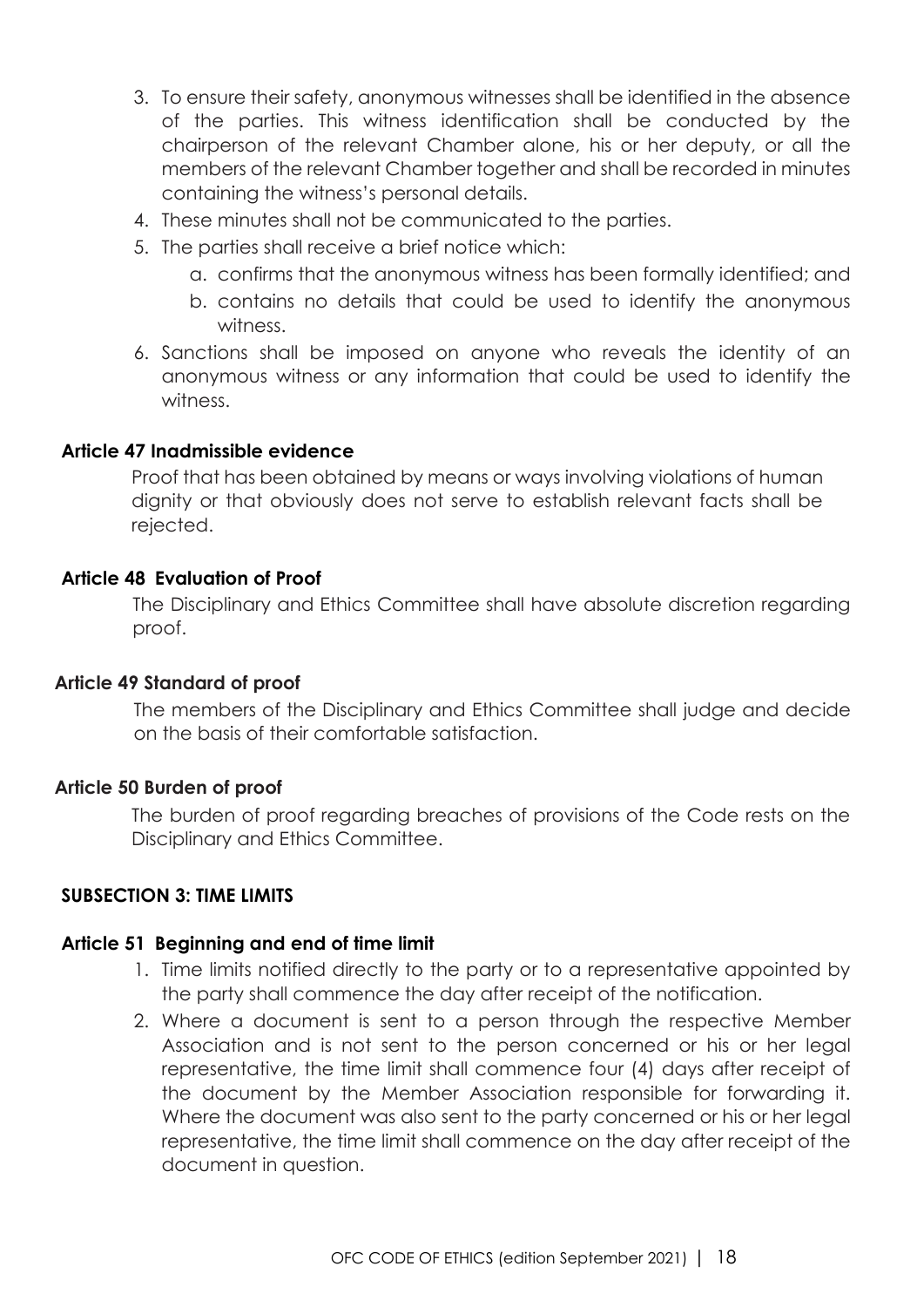3. To ensure their safety, anonymous witnesses shall be identified in the absence of the parties. This witness identification shall be conducted by the chairperson of the relevant Chamber alone, his or her deputy, or all the members of the relevant Chamber together and shall be recorded in minutes containing the witness's personal details.
4. These minutes shall not be communicated to the parties.
5. The parties shall receive a brief notice which:
   a. confirms that the anonymous witness has been formally identified; and
   b. contains no details that could be used to identify the anonymous witness.
6. Sanctions shall be imposed on anyone who reveals the identity of an anonymous witness or any information that could be used to identify the witness.

**Article 47 Inadmissible evidence**

Proof that has been obtained by means or ways involving violations of human dignity or that obviously does not serve to establish relevant facts shall be rejected.

**Article 48 Evaluation of Proof**

The Disciplinary and Ethics Committee shall have absolute discretion regarding proof.

**Article 49 Standard of proof**

The members of the Disciplinary and Ethics Committee shall judge and decide on the basis of their comfortable satisfaction.

**Article 50 Burden of proof**

The burden of proof regarding breaches of provisions of the Code rests on the Disciplinary and Ethics Committee.

**SUBSECTION 3: TIME LIMITS**

**Article 51 Beginning and end of time limit**

1. Time limits notified directly to the party or to a representative appointed by the party shall commence the day after receipt of the notification.
2. Where a document is sent to a person through the respective Member Association and is not sent to the person concerned or his or her legal representative, the time limit shall commence four (4) days after receipt of the document by the Member Association responsible for forwarding it. Where the document was also sent to the party concerned or his or her legal representative, the time limit shall commence on the day after receipt of the document in question.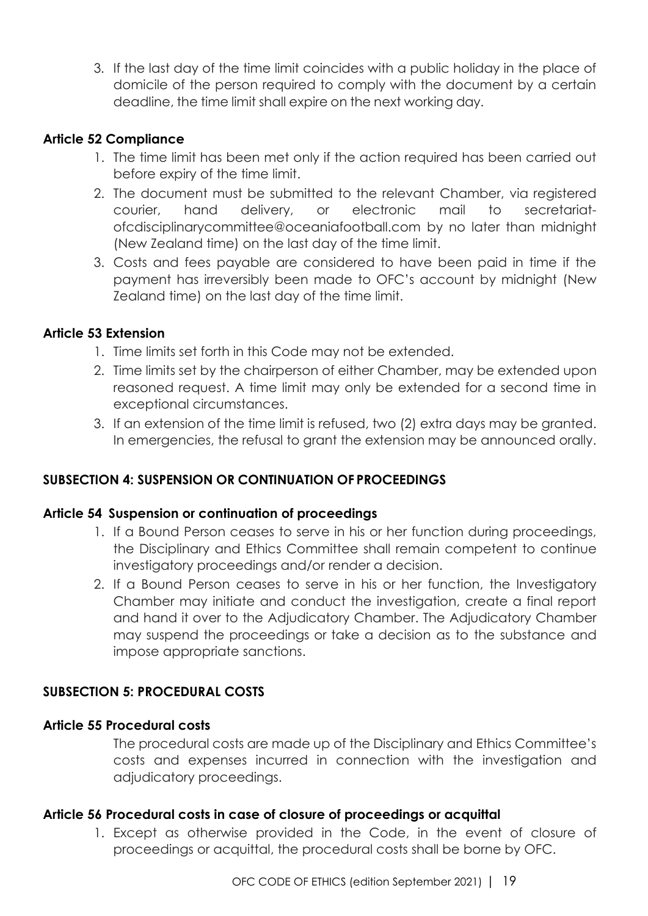3. If the last day of the time limit coincides with a public holiday in the place of domicile of the person required to comply with the document by a certain deadline, the time limit shall expire on the next working day.

**Article 52 Compliance**

1. The time limit has been met only if the action required has been carried out before expiry of the time limit.
2. The document must be submitted to the relevant Chamber, via registered courier, hand delivery, or electronic mail to secretariat-ofcdisciplinarycommittee@oceaniafootball.com by no later than midnight (New Zealand time) on the last day of the time limit.
3. Costs and fees payable are considered to have been paid in time if the payment has irreversibly been made to OFC's account by midnight (New Zealand time) on the last day of the time limit.

**Article 53 Extension**

1. Time limits set forth in this Code may not be extended.
2. Time limits set by the chairperson of either Chamber, may be extended upon reasoned request. A time limit may only be extended for a second time in exceptional circumstances.
3. If an extension of the time limit is refused, two (2) extra days may be granted. In emergencies, the refusal to grant the extension may be announced orally.

**SUBSECTION 4: SUSPENSION OR CONTINUATION OF PROCEEDINGS**

**Article 54 Suspension or continuation of proceedings**

1. If a Bound Person ceases to serve in his or her function during proceedings, the Disciplinary and Ethics Committee shall remain competent to continue investigatory proceedings and/or render a decision.
2. If a Bound Person ceases to serve in his or her function, the Investigatory Chamber may initiate and conduct the investigation, create a final report and hand it over to the Adjudicatory Chamber. The Adjudicatory Chamber may suspend the proceedings or take a decision as to the substance and impose appropriate sanctions.

**SUBSECTION 5: PROCEDURAL COSTS**

**Article 55 Procedural costs**

The procedural costs are made up of the Disciplinary and Ethics Committee's costs and expenses incurred in connection with the investigation and adjudicatory proceedings.

**Article 56 Procedural costs in case of closure of proceedings or acquittal**

1. Except as otherwise provided in the Code, in the event of closure of proceedings or acquittal, the procedural costs shall be borne by OFC.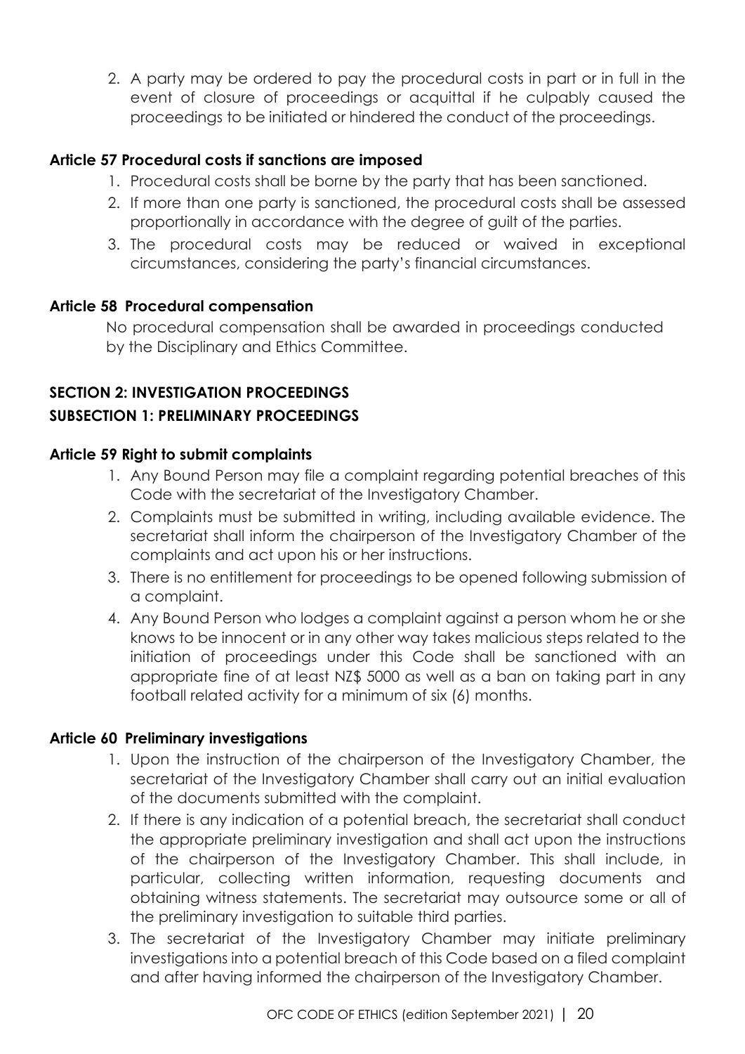2. A party may be ordered to pay the procedural costs in part or in full in the event of closure of proceedings or acquittal if he culpably caused the proceedings to be initiated or hindered the conduct of the proceedings.

**Article 57 Procedural costs if sanctions are imposed**

1. Procedural costs shall be borne by the party that has been sanctioned.
2. If more than one party is sanctioned, the procedural costs shall be assessed proportionally in accordance with the degree of guilt of the parties.
3. The procedural costs may be reduced or waived in exceptional circumstances, considering the party's financial circumstances.

**Article 58 Procedural compensation**

No procedural compensation shall be awarded in proceedings conducted by the Disciplinary and Ethics Committee.

## SECTION 2: INVESTIGATION PROCEEDINGS

### SUBSECTION 1: PRELIMINARY PROCEEDINGS

**Article 59 Right to submit complaints**

1. Any Bound Person may file a complaint regarding potential breaches of this Code with the secretariat of the Investigatory Chamber.
2. Complaints must be submitted in writing, including available evidence. The secretariat shall inform the chairperson of the Investigatory Chamber of the complaints and act upon his or her instructions.
3. There is no entitlement for proceedings to be opened following submission of a complaint.
4. Any Bound Person who lodges a complaint against a person whom he or she knows to be innocent or in any other way takes malicious steps related to the initiation of proceedings under this Code shall be sanctioned with an appropriate fine of at least NZ$ 5000 as well as a ban on taking part in any football related activity for a minimum of six (6) months.

**Article 60 Preliminary investigations**

1. Upon the instruction of the chairperson of the Investigatory Chamber, the secretariat of the Investigatory Chamber shall carry out an initial evaluation of the documents submitted with the complaint.
2. If there is any indication of a potential breach, the secretariat shall conduct the appropriate preliminary investigation and shall act upon the instructions of the chairperson of the Investigatory Chamber. This shall include, in particular, collecting written information, requesting documents and obtaining witness statements. The secretariat may outsource some or all of the preliminary investigation to suitable third parties.
3. The secretariat of the Investigatory Chamber may initiate preliminary investigations into a potential breach of this Code based on a filed complaint and after having informed the chairperson of the Investigatory Chamber.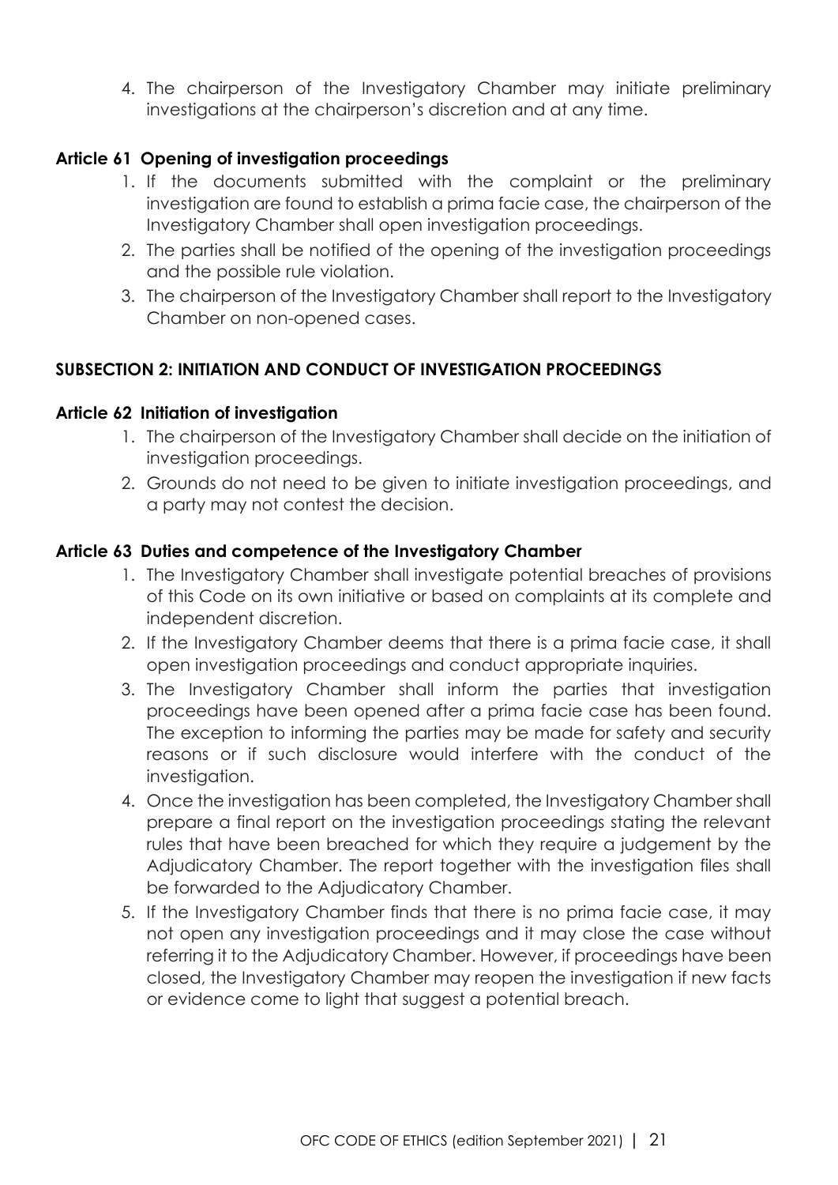4. The chairperson of the Investigatory Chamber may initiate preliminary investigations at the chairperson's discretion and at any time.

**Article 61 Opening of investigation proceedings**

1. If the documents submitted with the complaint or the preliminary investigation are found to establish a prima facie case, the chairperson of the Investigatory Chamber shall open investigation proceedings.
2. The parties shall be notified of the opening of the investigation proceedings and the possible rule violation.
3. The chairperson of the Investigatory Chamber shall report to the Investigatory Chamber on non-opened cases.

**SUBSECTION 2: INITIATION AND CONDUCT OF INVESTIGATION PROCEEDINGS**

**Article 62 Initiation of investigation**

1. The chairperson of the Investigatory Chamber shall decide on the initiation of investigation proceedings.
2. Grounds do not need to be given to initiate investigation proceedings, and a party may not contest the decision.

**Article 63 Duties and competence of the Investigatory Chamber**

1. The Investigatory Chamber shall investigate potential breaches of provisions of this Code on its own initiative or based on complaints at its complete and independent discretion.
2. If the Investigatory Chamber deems that there is a prima facie case, it shall open investigation proceedings and conduct appropriate inquiries.
3. The Investigatory Chamber shall inform the parties that investigation proceedings have been opened after a prima facie case has been found. The exception to informing the parties may be made for safety and security reasons or if such disclosure would interfere with the conduct of the investigation.
4. Once the investigation has been completed, the Investigatory Chamber shall prepare a final report on the investigation proceedings stating the relevant rules that have been breached for which they require a judgement by the Adjudicatory Chamber. The report together with the investigation files shall be forwarded to the Adjudicatory Chamber.
5. If the Investigatory Chamber finds that there is no prima facie case, it may not open any investigation proceedings and it may close the case without referring it to the Adjudicatory Chamber. However, if proceedings have been closed, the Investigatory Chamber may reopen the investigation if new facts or evidence come to light that suggest a potential breach.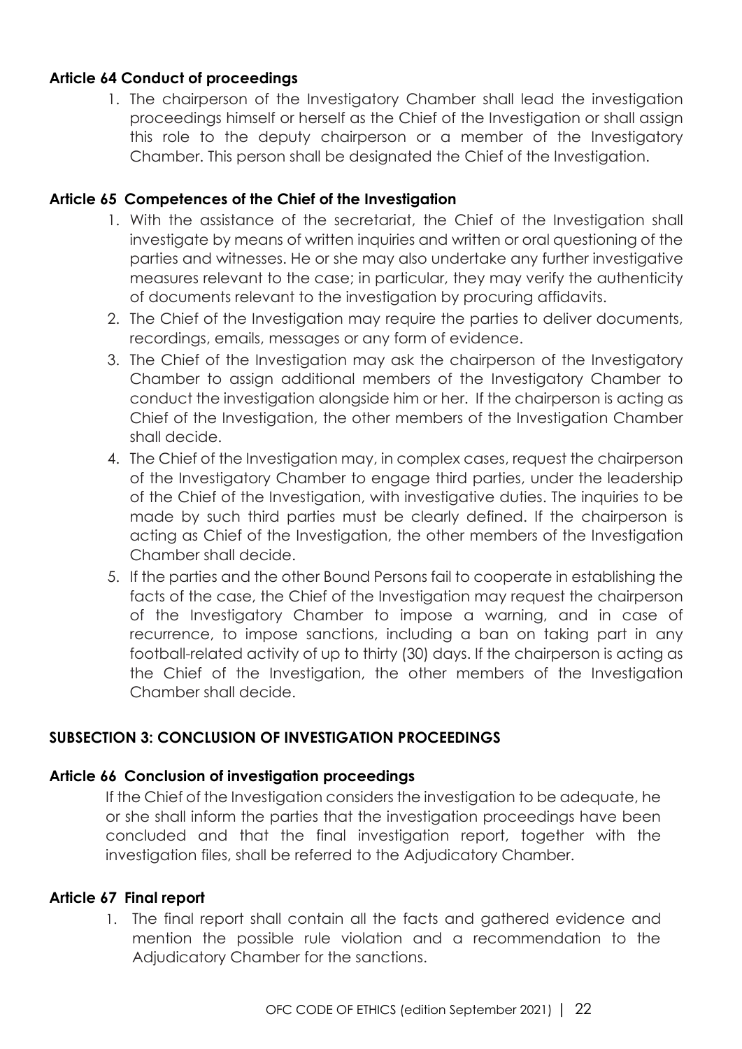### Article 64 Conduct of proceedings

1. The chairperson of the Investigatory Chamber shall lead the investigation proceedings himself or herself as the Chief of the Investigation or shall assign this role to the deputy chairperson or a member of the Investigatory Chamber. This person shall be designated the Chief of the Investigation.

### Article 65 Competences of the Chief of the Investigation

1. With the assistance of the secretariat, the Chief of the Investigation shall investigate by means of written inquiries and written or oral questioning of the parties and witnesses. He or she may also undertake any further investigative measures relevant to the case; in particular, they may verify the authenticity of documents relevant to the investigation by procuring affidavits.
2. The Chief of the Investigation may require the parties to deliver documents, recordings, emails, messages or any form of evidence.
3. The Chief of the Investigation may ask the chairperson of the Investigatory Chamber to assign additional members of the Investigatory Chamber to conduct the investigation alongside him or her. If the chairperson is acting as Chief of the Investigation, the other members of the Investigation Chamber shall decide.
4. The Chief of the Investigation may, in complex cases, request the chairperson of the Investigatory Chamber to engage third parties, under the leadership of the Chief of the Investigation, with investigative duties. The inquiries to be made by such third parties must be clearly defined. If the chairperson is acting as Chief of the Investigation, the other members of the Investigation Chamber shall decide.
5. If the parties and the other Bound Persons fail to cooperate in establishing the facts of the case, the Chief of the Investigation may request the chairperson of the Investigatory Chamber to impose a warning, and in case of recurrence, to impose sanctions, including a ban on taking part in any football-related activity of up to thirty (30) days. If the chairperson is acting as the Chief of the Investigation, the other members of the Investigation Chamber shall decide.

## SUBSECTION 3: CONCLUSION OF INVESTIGATION PROCEEDINGS

### Article 66 Conclusion of investigation proceedings

If the Chief of the Investigation considers the investigation to be adequate, he or she shall inform the parties that the investigation proceedings have been concluded and that the final investigation report, together with the investigation files, shall be referred to the Adjudicatory Chamber.

### Article 67 Final report

1. The final report shall contain all the facts and gathered evidence and mention the possible rule violation and a recommendation to the Adjudicatory Chamber for the sanctions.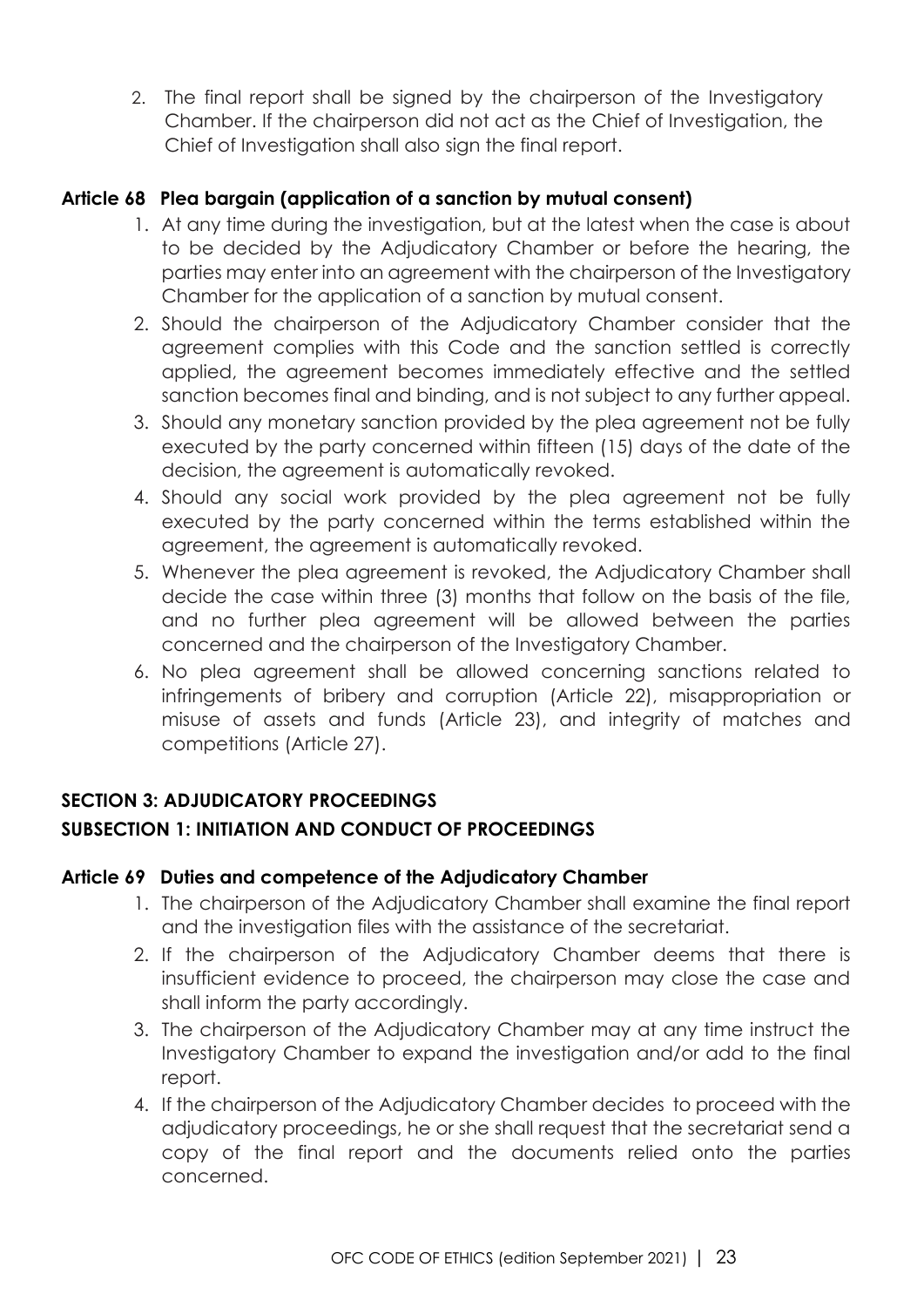2. The final report shall be signed by the chairperson of the Investigatory Chamber. If the chairperson did not act as the Chief of Investigation, the Chief of Investigation shall also sign the final report.

### Article 68 Plea bargain (application of a sanction by mutual consent)

1. At any time during the investigation, but at the latest when the case is about to be decided by the Adjudicatory Chamber or before the hearing, the parties may enter into an agreement with the chairperson of the Investigatory Chamber for the application of a sanction by mutual consent.
2. Should the chairperson of the Adjudicatory Chamber consider that the agreement complies with this Code and the sanction settled is correctly applied, the agreement becomes immediately effective and the settled sanction becomes final and binding, and is not subject to any further appeal.
3. Should any monetary sanction provided by the plea agreement not be fully executed by the party concerned within fifteen (15) days of the date of the decision, the agreement is automatically revoked.
4. Should any social work provided by the plea agreement not be fully executed by the party concerned within the terms established within the agreement, the agreement is automatically revoked.
5. Whenever the plea agreement is revoked, the Adjudicatory Chamber shall decide the case within three (3) months that follow on the basis of the file, and no further plea agreement will be allowed between the parties concerned and the chairperson of the Investigatory Chamber.
6. No plea agreement shall be allowed concerning sanctions related to infringements of bribery and corruption (Article 22), misappropriation or misuse of assets and funds (Article 23), and integrity of matches and competitions (Article 27).

## SECTION 3: ADJUDICATORY PROCEEDINGS

## SUBSECTION 1: INITIATION AND CONDUCT OF PROCEEDINGS

### Article 69 Duties and competence of the Adjudicatory Chamber

1. The chairperson of the Adjudicatory Chamber shall examine the final report and the investigation files with the assistance of the secretariat.
2. If the chairperson of the Adjudicatory Chamber deems that there is insufficient evidence to proceed, the chairperson may close the case and shall inform the party accordingly.
3. The chairperson of the Adjudicatory Chamber may at any time instruct the Investigatory Chamber to expand the investigation and/or add to the final report.
4. If the chairperson of the Adjudicatory Chamber decides to proceed with the adjudicatory proceedings, he or she shall request that the secretariat send a copy of the final report and the documents relied onto the parties concerned.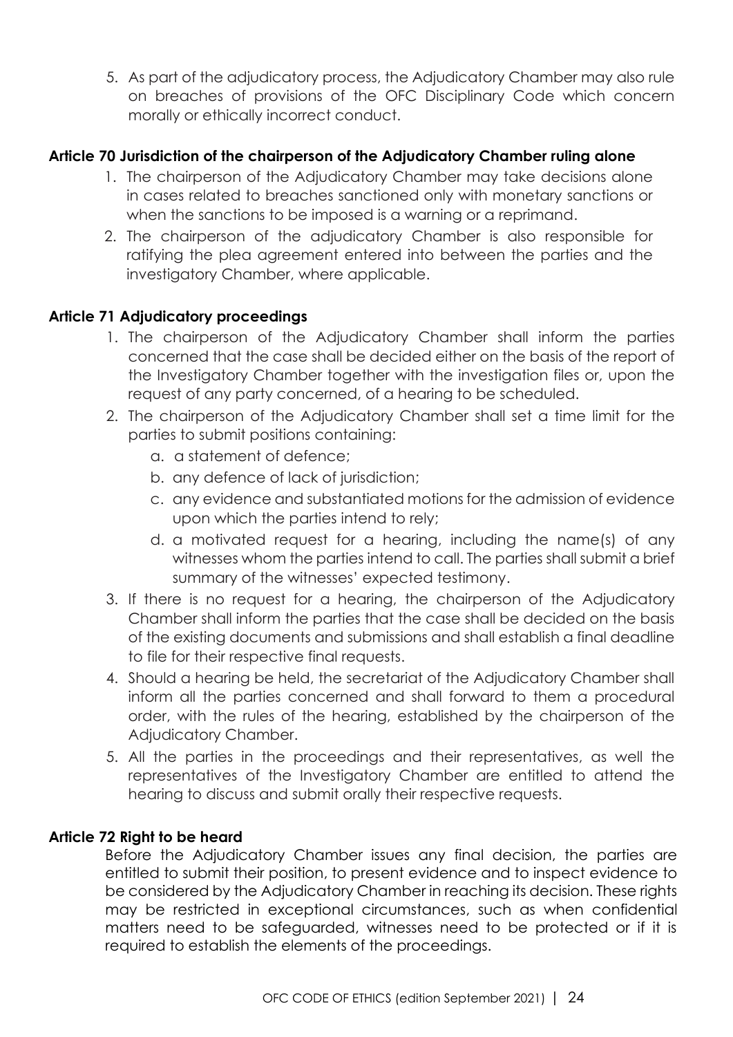5. As part of the adjudicatory process, the Adjudicatory Chamber may also rule on breaches of provisions of the OFC Disciplinary Code which concern morally or ethically incorrect conduct.

### Article 70 Jurisdiction of the chairperson of the Adjudicatory Chamber ruling alone

1. The chairperson of the Adjudicatory Chamber may take decisions alone in cases related to breaches sanctioned only with monetary sanctions or when the sanctions to be imposed is a warning or a reprimand.
2. The chairperson of the adjudicatory Chamber is also responsible for ratifying the plea agreement entered into between the parties and the investigatory Chamber, where applicable.

### Article 71 Adjudicatory proceedings

1. The chairperson of the Adjudicatory Chamber shall inform the parties concerned that the case shall be decided either on the basis of the report of the Investigatory Chamber together with the investigation files or, upon the request of any party concerned, of a hearing to be scheduled.
2. The chairperson of the Adjudicatory Chamber shall set a time limit for the parties to submit positions containing:
   a. a statement of defence;
   b. any defence of lack of jurisdiction;
   c. any evidence and substantiated motions for the admission of evidence upon which the parties intend to rely;
   d. a motivated request for a hearing, including the name(s) of any witnesses whom the parties intend to call. The parties shall submit a brief summary of the witnesses' expected testimony.
3. If there is no request for a hearing, the chairperson of the Adjudicatory Chamber shall inform the parties that the case shall be decided on the basis of the existing documents and submissions and shall establish a final deadline to file for their respective final requests.
4. Should a hearing be held, the secretariat of the Adjudicatory Chamber shall inform all the parties concerned and shall forward to them a procedural order, with the rules of the hearing, established by the chairperson of the Adjudicatory Chamber.
5. All the parties in the proceedings and their representatives, as well the representatives of the Investigatory Chamber are entitled to attend the hearing to discuss and submit orally their respective requests.

### Article 72 Right to be heard

Before the Adjudicatory Chamber issues any final decision, the parties are entitled to submit their position, to present evidence and to inspect evidence to be considered by the Adjudicatory Chamber in reaching its decision. These rights may be restricted in exceptional circumstances, such as when confidential matters need to be safeguarded, witnesses need to be protected or if it is required to establish the elements of the proceedings.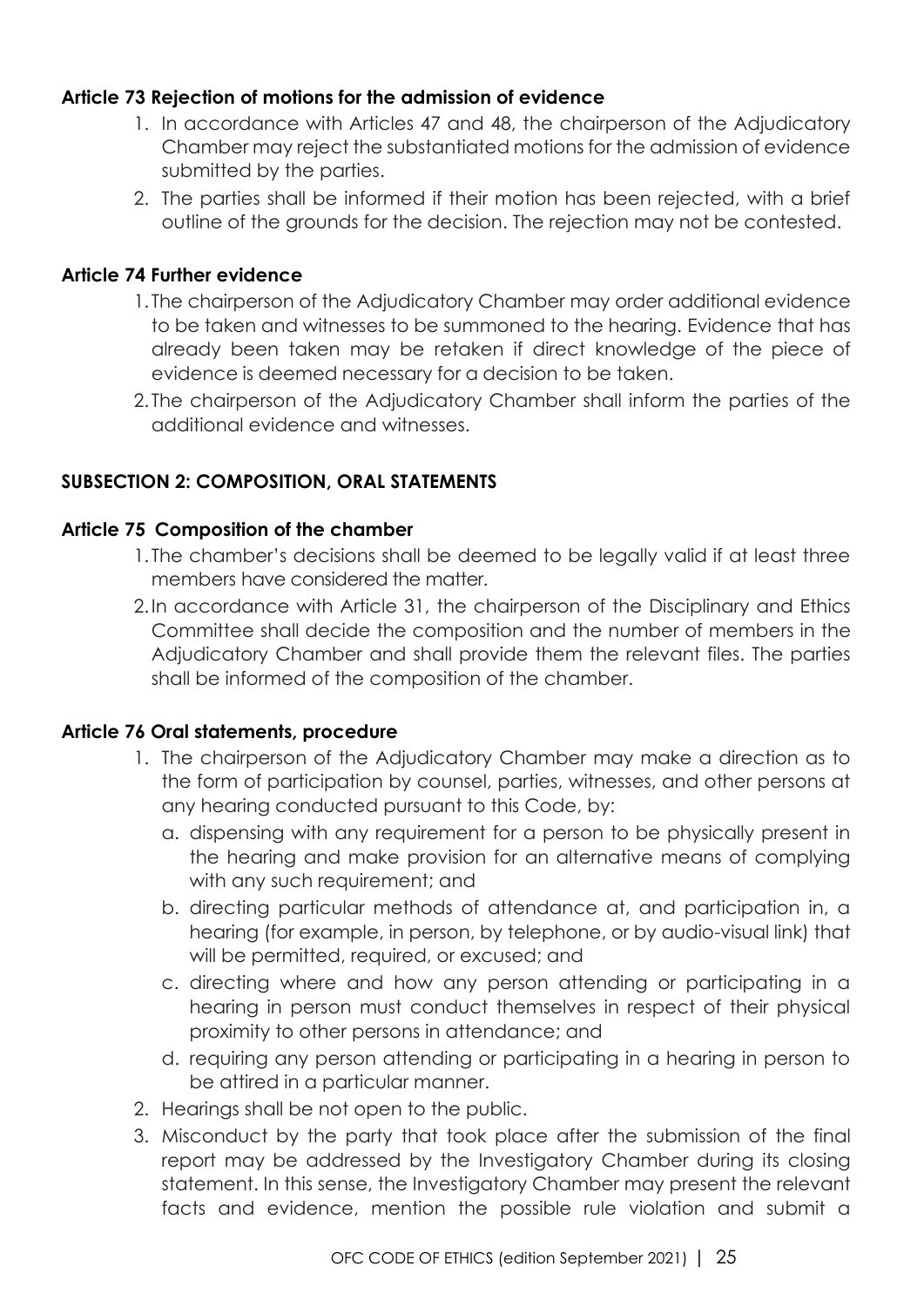**Article 73 Rejection of motions for the admission of evidence**

1. In accordance with Articles 47 and 48, the chairperson of the Adjudicatory Chamber may reject the substantiated motions for the admission of evidence submitted by the parties.
2. The parties shall be informed if their motion has been rejected, with a brief outline of the grounds for the decision. The rejection may not be contested.

**Article 74 Further evidence**

1. The chairperson of the Adjudicatory Chamber may order additional evidence to be taken and witnesses to be summoned to the hearing. Evidence that has already been taken may be retaken if direct knowledge of the piece of evidence is deemed necessary for a decision to be taken.
2. The chairperson of the Adjudicatory Chamber shall inform the parties of the additional evidence and witnesses.

**SUBSECTION 2: COMPOSITION, ORAL STATEMENTS**

**Article 75 Composition of the chamber**

1. The chamber's decisions shall be deemed to be legally valid if at least three members have considered the matter.
2. In accordance with Article 31, the chairperson of the Disciplinary and Ethics Committee shall decide the composition and the number of members in the Adjudicatory Chamber and shall provide them the relevant files. The parties shall be informed of the composition of the chamber.

**Article 76 Oral statements, procedure**

1. The chairperson of the Adjudicatory Chamber may make a direction as to the form of participation by counsel, parties, witnesses, and other persons at any hearing conducted pursuant to this Code, by:
   a. dispensing with any requirement for a person to be physically present in the hearing and make provision for an alternative means of complying with any such requirement; and
   b. directing particular methods of attendance at, and participation in, a hearing (for example, in person, by telephone, or by audio-visual link) that will be permitted, required, or excused; and
   c. directing where and how any person attending or participating in a hearing in person must conduct themselves in respect of their physical proximity to other persons in attendance; and
   d. requiring any person attending or participating in a hearing in person to be attired in a particular manner.
2. Hearings shall be not open to the public.
3. Misconduct by the party that took place after the submission of the final report may be addressed by the Investigatory Chamber during its closing statement. In this sense, the Investigatory Chamber may present the relevant facts and evidence, mention the possible rule violation and submit a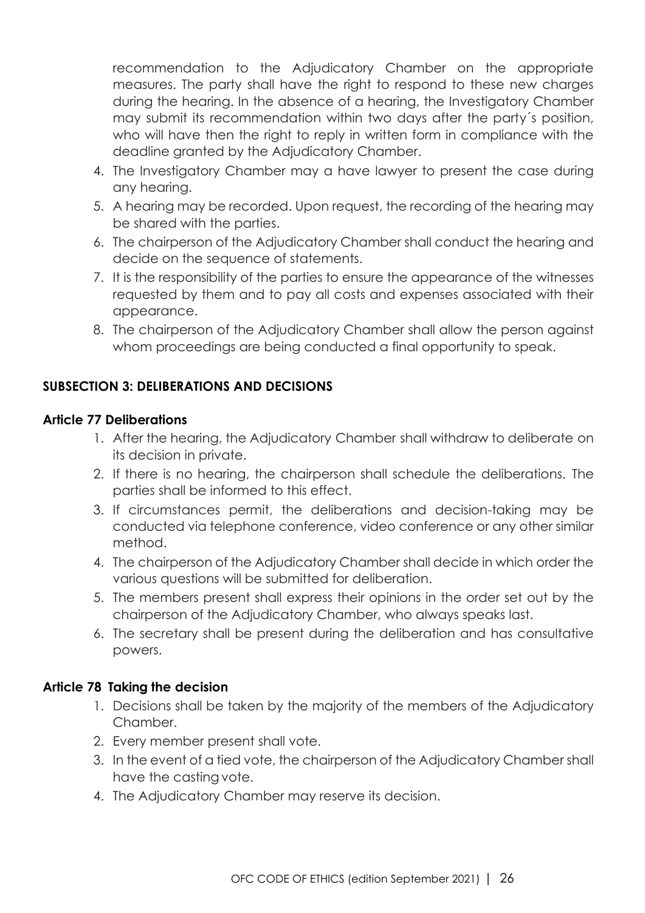recommendation to the Adjudicatory Chamber on the appropriate measures. The party shall have the right to respond to these new charges during the hearing. In the absence of a hearing, the Investigatory Chamber may submit its recommendation within two days after the party´s position, who will have then the right to reply in written form in compliance with the deadline granted by the Adjudicatory Chamber.

4. The Investigatory Chamber may a have lawyer to present the case during any hearing.
5. A hearing may be recorded. Upon request, the recording of the hearing may be shared with the parties.
6. The chairperson of the Adjudicatory Chamber shall conduct the hearing and decide on the sequence of statements.
7. It is the responsibility of the parties to ensure the appearance of the witnesses requested by them and to pay all costs and expenses associated with their appearance.
8. The chairperson of the Adjudicatory Chamber shall allow the person against whom proceedings are being conducted a final opportunity to speak.

## SUBSECTION 3: DELIBERATIONS AND DECISIONS

### Article 77 Deliberations

1. After the hearing, the Adjudicatory Chamber shall withdraw to deliberate on its decision in private.
2. If there is no hearing, the chairperson shall schedule the deliberations. The parties shall be informed to this effect.
3. If circumstances permit, the deliberations and decision-taking may be conducted via telephone conference, video conference or any other similar method.
4. The chairperson of the Adjudicatory Chamber shall decide in which order the various questions will be submitted for deliberation.
5. The members present shall express their opinions in the order set out by the chairperson of the Adjudicatory Chamber, who always speaks last.
6. The secretary shall be present during the deliberation and has consultative powers.

### Article 78 Taking the decision

1. Decisions shall be taken by the majority of the members of the Adjudicatory Chamber.
2. Every member present shall vote.
3. In the event of a tied vote, the chairperson of the Adjudicatory Chamber shall have the casting vote.
4. The Adjudicatory Chamber may reserve its decision.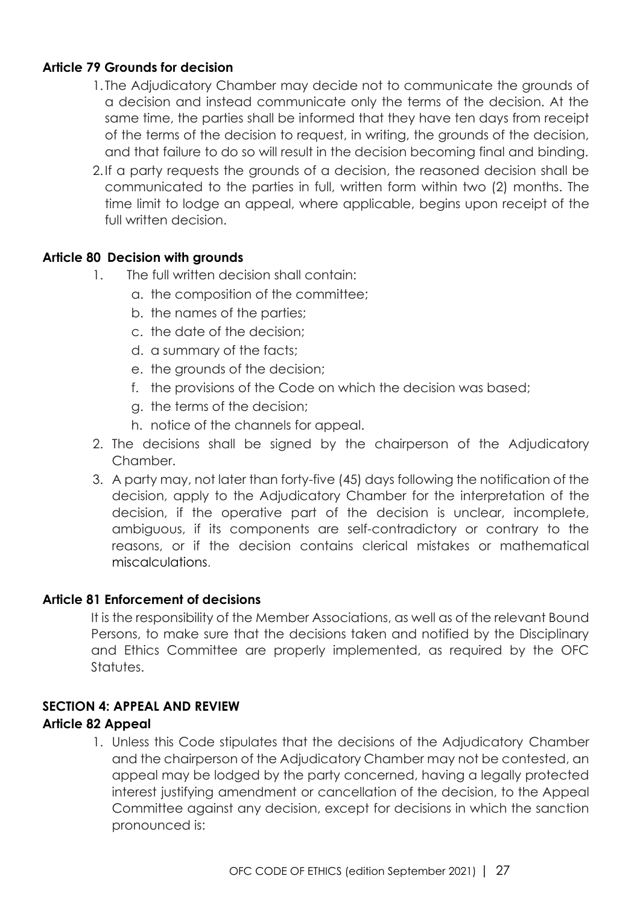### Article 79 Grounds for decision

1. The Adjudicatory Chamber may decide not to communicate the grounds of a decision and instead communicate only the terms of the decision. At the same time, the parties shall be informed that they have ten days from receipt of the terms of the decision to request, in writing, the grounds of the decision, and that failure to do so will result in the decision becoming final and binding.
2. If a party requests the grounds of a decision, the reasoned decision shall be communicated to the parties in full, written form within two (2) months. The time limit to lodge an appeal, where applicable, begins upon receipt of the full written decision.

### Article 80 Decision with grounds

1. The full written decision shall contain:
   a. the composition of the committee;
   b. the names of the parties;
   c. the date of the decision;
   d. a summary of the facts;
   e. the grounds of the decision;
   f. the provisions of the Code on which the decision was based;
   g. the terms of the decision;
   h. notice of the channels for appeal.
2. The decisions shall be signed by the chairperson of the Adjudicatory Chamber.
3. A party may, not later than forty-five (45) days following the notification of the decision, apply to the Adjudicatory Chamber for the interpretation of the decision, if the operative part of the decision is unclear, incomplete, ambiguous, if its components are self-contradictory or contrary to the reasons, or if the decision contains clerical mistakes or mathematical miscalculations.

### Article 81 Enforcement of decisions

It is the responsibility of the Member Associations, as well as of the relevant Bound Persons, to make sure that the decisions taken and notified by the Disciplinary and Ethics Committee are properly implemented, as required by the OFC Statutes.

## SECTION 4: APPEAL AND REVIEW

### Article 82 Appeal

1. Unless this Code stipulates that the decisions of the Adjudicatory Chamber and the chairperson of the Adjudicatory Chamber may not be contested, an appeal may be lodged by the party concerned, having a legally protected interest justifying amendment or cancellation of the decision, to the Appeal Committee against any decision, except for decisions in which the sanction pronounced is: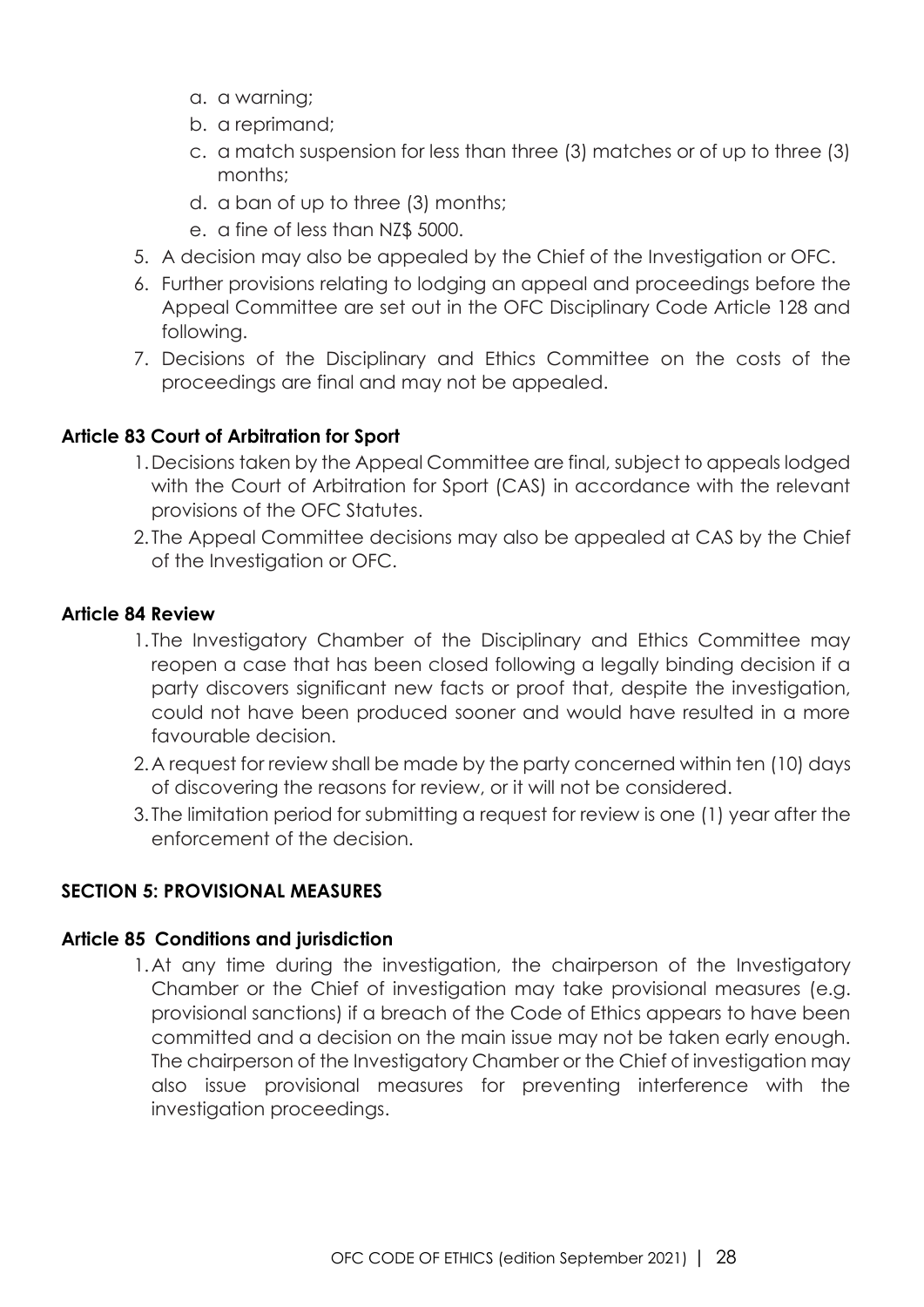a. a warning;
b. a reprimand;
c. a match suspension for less than three (3) matches or of up to three (3) months;
d. a ban of up to three (3) months;
e. a fine of less than NZ$ 5000.

5. A decision may also be appealed by the Chief of the Investigation or OFC.
6. Further provisions relating to lodging an appeal and proceedings before the Appeal Committee are set out in the OFC Disciplinary Code Article 128 and following.
7. Decisions of the Disciplinary and Ethics Committee on the costs of the proceedings are final and may not be appealed.

**Article 83 Court of Arbitration for Sport**

1. Decisions taken by the Appeal Committee are final, subject to appeals lodged with the Court of Arbitration for Sport (CAS) in accordance with the relevant provisions of the OFC Statutes.
2. The Appeal Committee decisions may also be appealed at CAS by the Chief of the Investigation or OFC.

**Article 84 Review**

1. The Investigatory Chamber of the Disciplinary and Ethics Committee may reopen a case that has been closed following a legally binding decision if a party discovers significant new facts or proof that, despite the investigation, could not have been produced sooner and would have resulted in a more favourable decision.
2. A request for review shall be made by the party concerned within ten (10) days of discovering the reasons for review, or it will not be considered.
3. The limitation period for submitting a request for review is one (1) year after the enforcement of the decision.

**SECTION 5: PROVISIONAL MEASURES**

**Article 85 Conditions and jurisdiction**

1. At any time during the investigation, the chairperson of the Investigatory Chamber or the Chief of investigation may take provisional measures (e.g. provisional sanctions) if a breach of the Code of Ethics appears to have been committed and a decision on the main issue may not be taken early enough. The chairperson of the Investigatory Chamber or the Chief of investigation may also issue provisional measures for preventing interference with the investigation proceedings.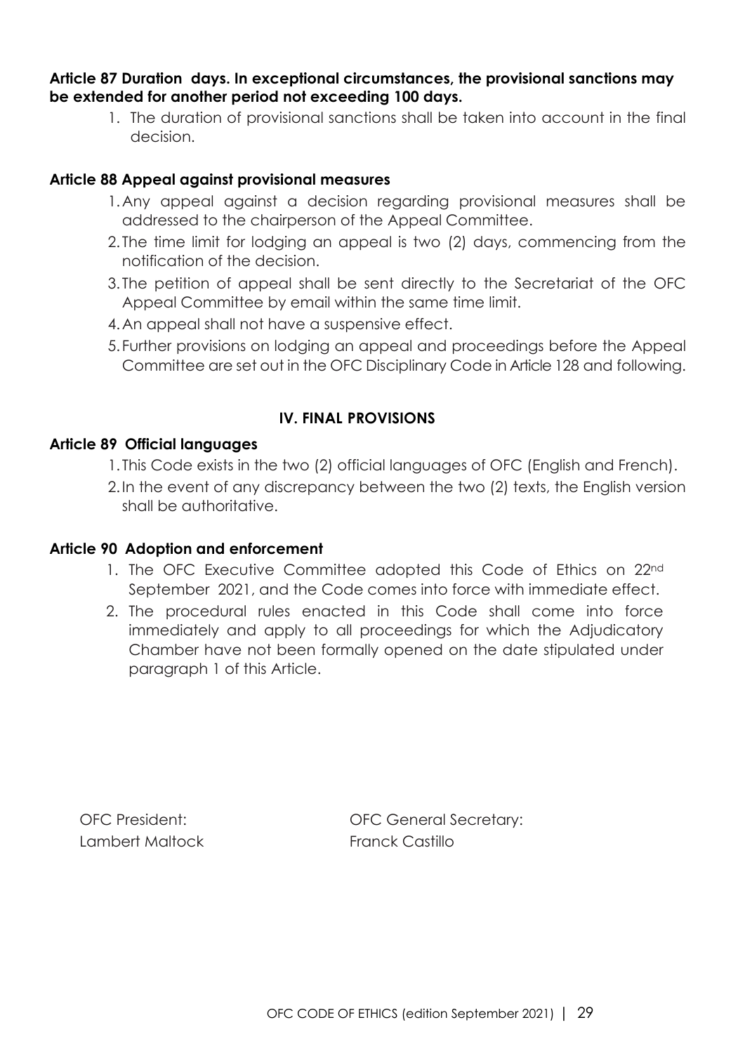**Article 87 Duration days. In exceptional circumstances, the provisional sanctions may be extended for another period not exceeding 100 days.**

1. The duration of provisional sanctions shall be taken into account in the final decision.

**Article 88 Appeal against provisional measures**

1. Any appeal against a decision regarding provisional measures shall be addressed to the chairperson of the Appeal Committee.
2. The time limit for lodging an appeal is two (2) days, commencing from the notification of the decision.
3. The petition of appeal shall be sent directly to the Secretariat of the OFC Appeal Committee by email within the same time limit.
4. An appeal shall not have a suspensive effect.
5. Further provisions on lodging an appeal and proceedings before the Appeal Committee are set out in the OFC Disciplinary Code in Article 128 and following.

## IV. FINAL PROVISIONS

**Article 89 Official languages**

1. This Code exists in the two (2) official languages of OFC (English and French).
2. In the event of any discrepancy between the two (2) texts, the English version shall be authoritative.

**Article 90 Adoption and enforcement**

1. The OFC Executive Committee adopted this Code of Ethics on 22nd September 2021, and the Code comes into force with immediate effect.
2. The procedural rules enacted in this Code shall come into force immediately and apply to all proceedings for which the Adjudicatory Chamber have not been formally opened on the date stipulated under paragraph 1 of this Article.

| OFC President: | OFC General Secretary: |
|---|---|
| Lambert Maltock | Franck Castillo |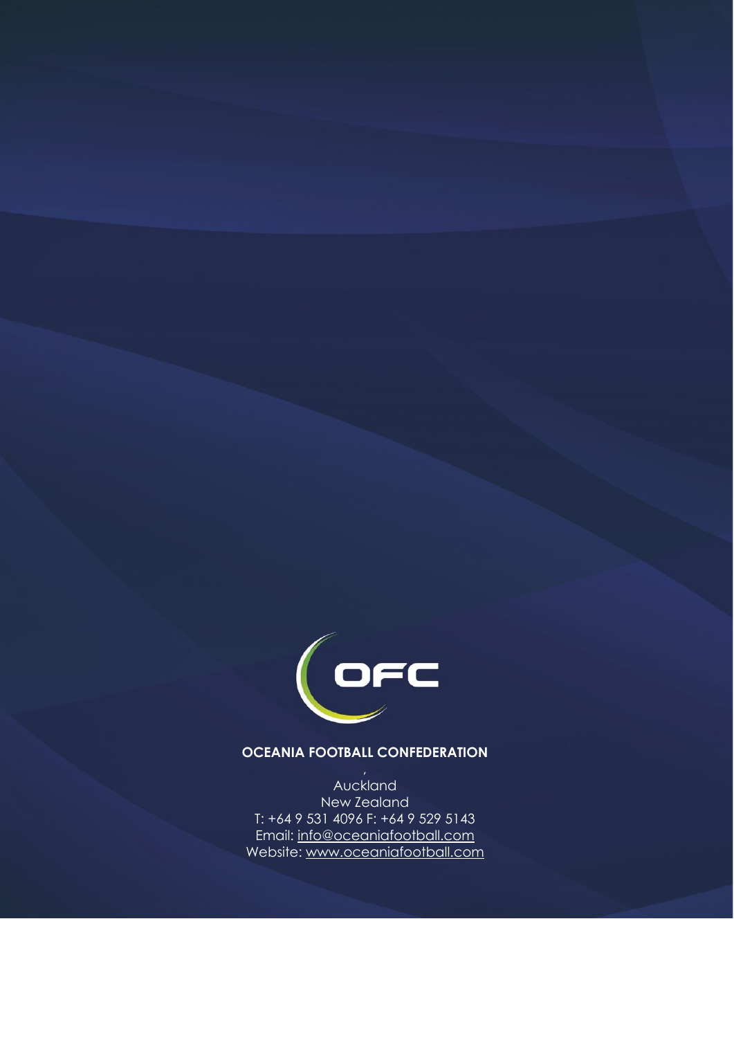**OCEANIA FOOTBALL CONFEDERATION**

,
Auckland
New Zealand
T: +64 9 531 4096 F: +64 9 529 5143
Email: info@oceaniafootball.com
Website: www.oceaniafootball.com